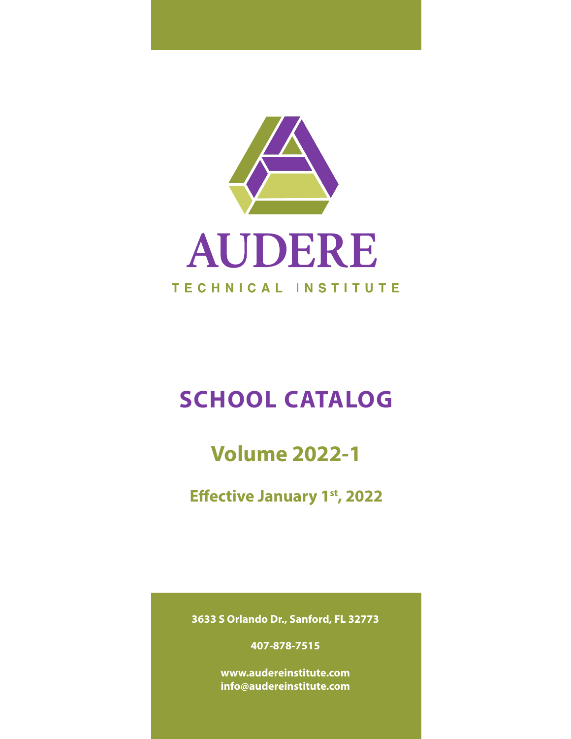# AUDERE

TECHNICAL INSTITUTE

## SCHOOL CATALOG

## Volume 2022-1

### Effective January 1st, 2022

**3633 S Orlando Dr., Sanford, FL 32773**

**407-878-7515**

**www.audereinstitute.com**
**info@audereinstitute.com**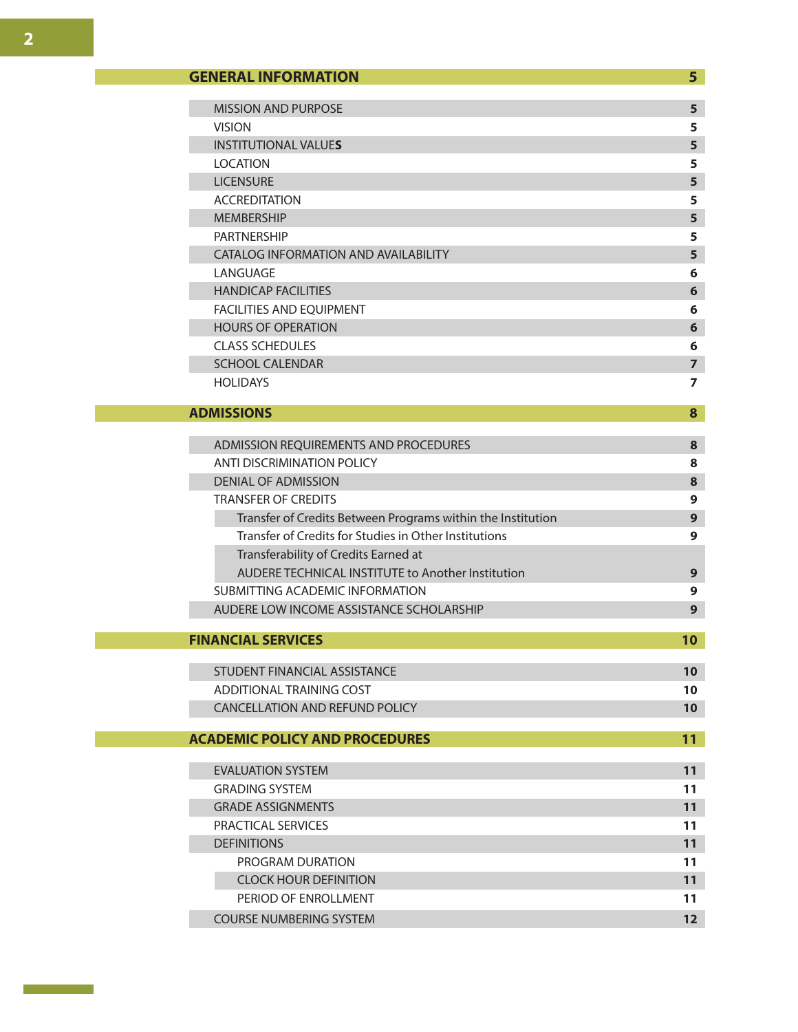| GENERAL INFORMATION | 5 |
|---|---|
| MISSION AND PURPOSE | 5 |
| VISION | 5 |
| INSTITUTIONAL VALUES | 5 |
| LOCATION | 5 |
| LICENSURE | 5 |
| ACCREDITATION | 5 |
| MEMBERSHIP | 5 |
| PARTNERSHIP | 5 |
| CATALOG INFORMATION AND AVAILABILITY | 5 |
| LANGUAGE | 6 |
| HANDICAP FACILITIES | 6 |
| FACILITIES AND EQUIPMENT | 6 |
| HOURS OF OPERATION | 6 |
| CLASS SCHEDULES | 6 |
| SCHOOL CALENDAR | 7 |
| HOLIDAYS | 7 |
| **ADMISSIONS** | **8** |
| ADMISSION REQUIREMENTS AND PROCEDURES | 8 |
| ANTI DISCRIMINATION POLICY | 8 |
| DENIAL OF ADMISSION | 8 |
| TRANSFER OF CREDITS | 9 |
| Transfer of Credits Between Programs within the Institution | 9 |
| Transfer of Credits for Studies in Other Institutions | 9 |
| Transferability of Credits Earned at AUDERE TECHNICAL INSTITUTE to Another Institution | 9 |
| SUBMITTING ACADEMIC INFORMATION | 9 |
| AUDERE LOW INCOME ASSISTANCE SCHOLARSHIP | 9 |
| **FINANCIAL SERVICES** | **10** |
| STUDENT FINANCIAL ASSISTANCE | 10 |
| ADDITIONAL TRAINING COST | 10 |
| CANCELLATION AND REFUND POLICY | 10 |
| **ACADEMIC POLICY AND PROCEDURES** | **11** |
| EVALUATION SYSTEM | 11 |
| GRADING SYSTEM | 11 |
| GRADE ASSIGNMENTS | 11 |
| PRACTICAL SERVICES | 11 |
| DEFINITIONS | 11 |
| PROGRAM DURATION | 11 |
| CLOCK HOUR DEFINITION | 11 |
| PERIOD OF ENROLLMENT | 11 |
| COURSE NUMBERING SYSTEM | 12 |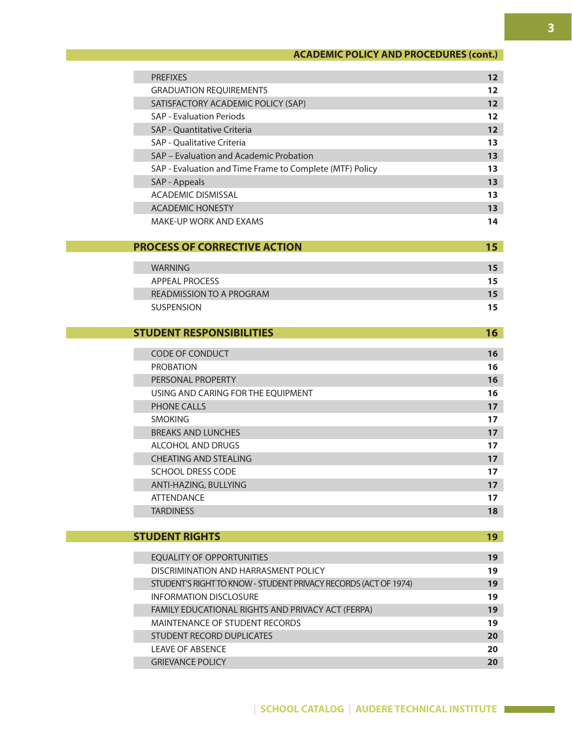## ACADEMIC POLICY AND PROCEDURES (cont.)

| | |
|---|---|
| PREFIXES | 12 |
| GRADUATION REQUIREMENTS | 12 |
| SATISFACTORY ACADEMIC POLICY (SAP) | 12 |
| SAP - Evaluation Periods | 12 |
| SAP - Quantitative Criteria | 12 |
| SAP - Qualitative Criteria | 13 |
| SAP – Evaluation and Academic Probation | 13 |
| SAP - Evaluation and Time Frame to Complete (MTF) Policy | 13 |
| SAP - Appeals | 13 |
| ACADEMIC DISMISSAL | 13 |
| ACADEMIC HONESTY | 13 |
| MAKE-UP WORK AND EXAMS | 14 |

## PROCESS OF CORRECTIVE ACTION 15

| | |
|---|---|
| WARNING | 15 |
| APPEAL PROCESS | 15 |
| READMISSION TO A PROGRAM | 15 |
| SUSPENSION | 15 |

## STUDENT RESPONSIBILITIES 16

| | |
|---|---|
| CODE OF CONDUCT | 16 |
| PROBATION | 16 |
| PERSONAL PROPERTY | 16 |
| USING AND CARING FOR THE EQUIPMENT | 16 |
| PHONE CALLS | 17 |
| SMOKING | 17 |
| BREAKS AND LUNCHES | 17 |
| ALCOHOL AND DRUGS | 17 |
| CHEATING AND STEALING | 17 |
| SCHOOL DRESS CODE | 17 |
| ANTI-HAZING, BULLYING | 17 |
| ATTENDANCE | 17 |
| TARDINESS | 18 |

## STUDENT RIGHTS 19

| | |
|---|---|
| EQUALITY OF OPPORTUNITIES | 19 |
| DISCRIMINATION AND HARRASMENT POLICY | 19 |
| STUDENT'S RIGHT TO KNOW - STUDENT PRIVACY RECORDS (ACT OF 1974) | 19 |
| INFORMATION DISCLOSURE | 19 |
| FAMILY EDUCATIONAL RIGHTS AND PRIVACY ACT (FERPA) | 19 |
| MAINTENANCE OF STUDENT RECORDS | 19 |
| STUDENT RECORD DUPLICATES | 20 |
| LEAVE OF ABSENCE | 20 |
| GRIEVANCE POLICY | 20 |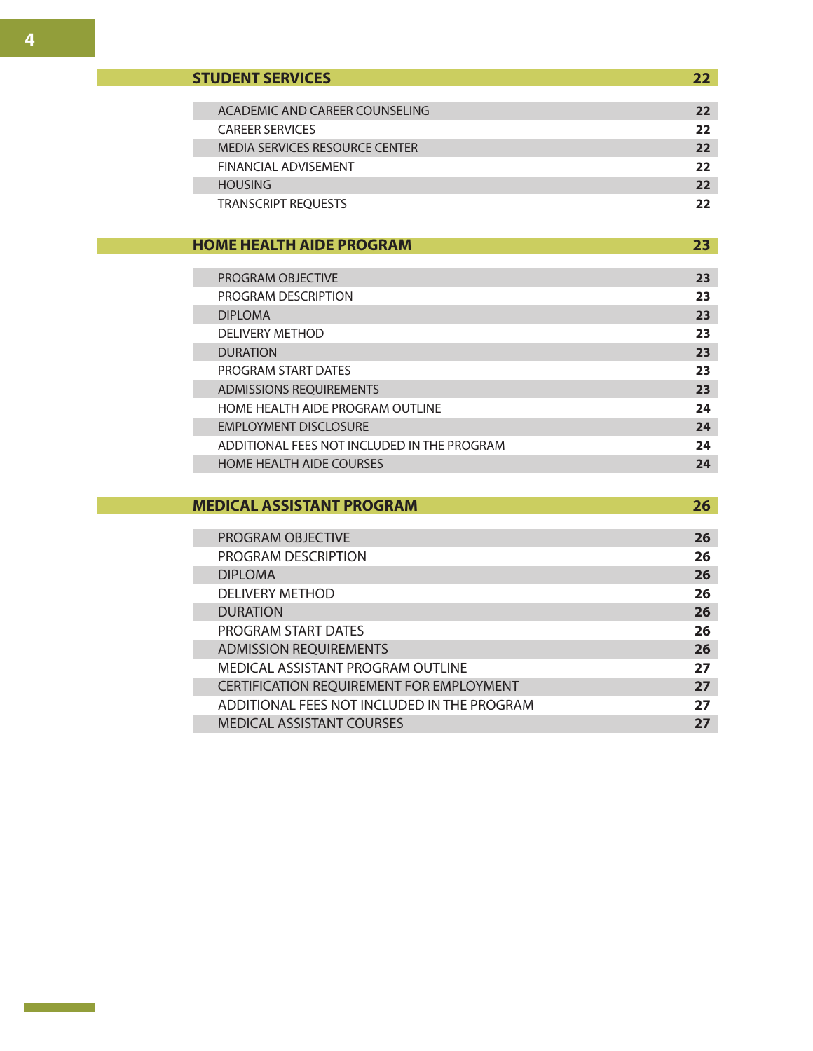| STUDENT SERVICES | 22 |
|---|---|
| ACADEMIC AND CAREER COUNSELING | 22 |
| CAREER SERVICES | 22 |
| MEDIA SERVICES RESOURCE CENTER | 22 |
| FINANCIAL ADVISEMENT | 22 |
| HOUSING | 22 |
| TRANSCRIPT REQUESTS | 22 |

| HOME HEALTH AIDE PROGRAM | 23 |
|---|---|
| PROGRAM OBJECTIVE | 23 |
| PROGRAM DESCRIPTION | 23 |
| DIPLOMA | 23 |
| DELIVERY METHOD | 23 |
| DURATION | 23 |
| PROGRAM START DATES | 23 |
| ADMISSIONS REQUIREMENTS | 23 |
| HOME HEALTH AIDE PROGRAM OUTLINE | 24 |
| EMPLOYMENT DISCLOSURE | 24 |
| ADDITIONAL FEES NOT INCLUDED IN THE PROGRAM | 24 |
| HOME HEALTH AIDE COURSES | 24 |

| MEDICAL ASSISTANT PROGRAM | 26 |
|---|---|
| PROGRAM OBJECTIVE | 26 |
| PROGRAM DESCRIPTION | 26 |
| DIPLOMA | 26 |
| DELIVERY METHOD | 26 |
| DURATION | 26 |
| PROGRAM START DATES | 26 |
| ADMISSION REQUIREMENTS | 26 |
| MEDICAL ASSISTANT PROGRAM OUTLINE | 27 |
| CERTIFICATION REQUIREMENT FOR EMPLOYMENT | 27 |
| ADDITIONAL FEES NOT INCLUDED IN THE PROGRAM | 27 |
| MEDICAL ASSISTANT COURSES | 27 |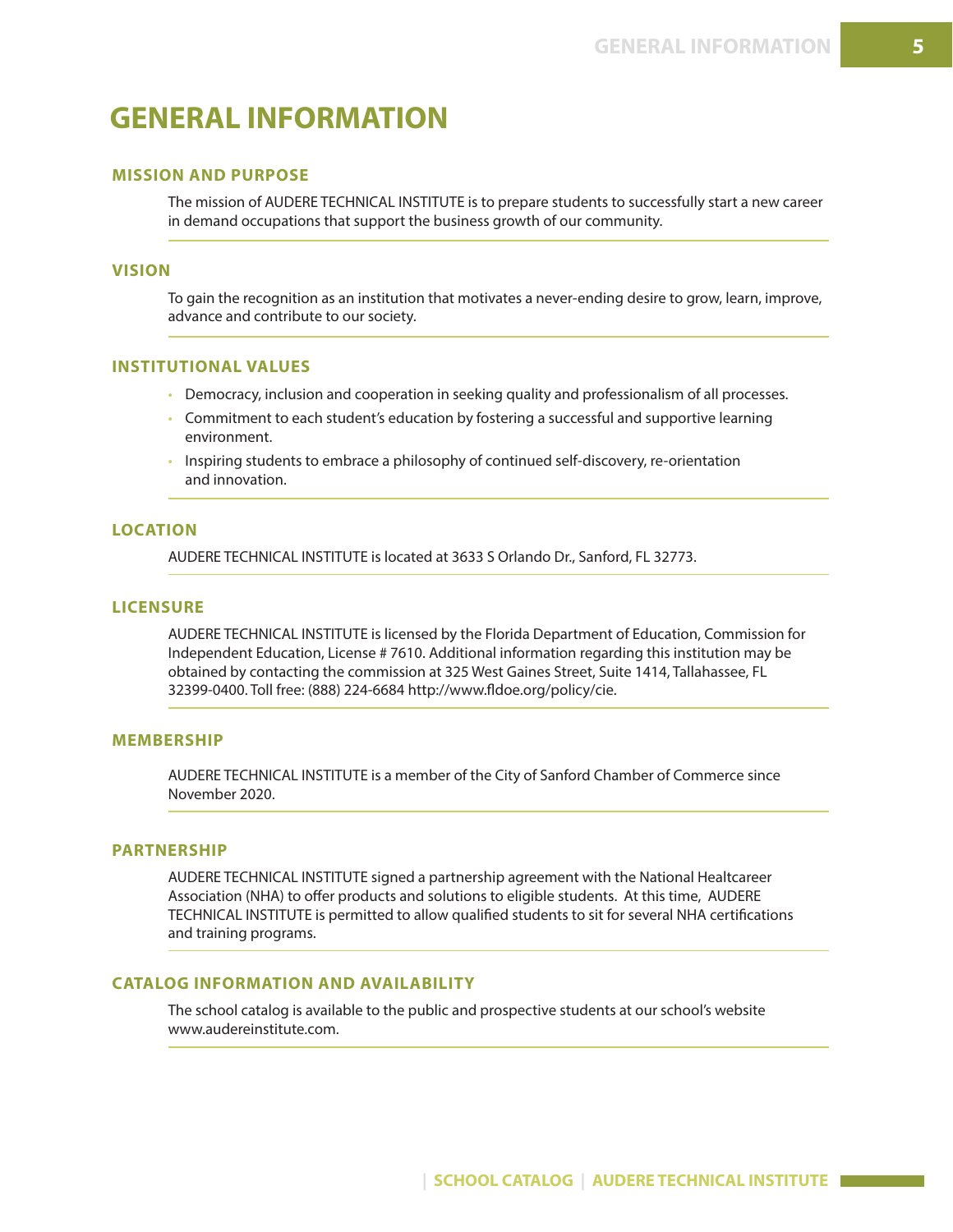# GENERAL INFORMATION

## MISSION AND PURPOSE

The mission of AUDERE TECHNICAL INSTITUTE is to prepare students to successfully start a new career in demand occupations that support the business growth of our community.

## VISION

To gain the recognition as an institution that motivates a never-ending desire to grow, learn, improve, advance and contribute to our society.

## INSTITUTIONAL VALUES

- Democracy, inclusion and cooperation in seeking quality and professionalism of all processes.
- Commitment to each student's education by fostering a successful and supportive learning environment.
- Inspiring students to embrace a philosophy of continued self-discovery, re-orientation and innovation.

## LOCATION

AUDERE TECHNICAL INSTITUTE is located at 3633 S Orlando Dr., Sanford, FL 32773.

## LICENSURE

AUDERE TECHNICAL INSTITUTE is licensed by the Florida Department of Education, Commission for Independent Education, License # 7610. Additional information regarding this institution may be obtained by contacting the commission at 325 West Gaines Street, Suite 1414, Tallahassee, FL 32399-0400. Toll free: (888) 224-6684 http://www.fldoe.org/policy/cie.

## MEMBERSHIP

AUDERE TECHNICAL INSTITUTE is a member of the City of Sanford Chamber of Commerce since November 2020.

## PARTNERSHIP

AUDERE TECHNICAL INSTITUTE signed a partnership agreement with the National Healtcareer Association (NHA) to offer products and solutions to eligible students. At this time, AUDERE TECHNICAL INSTITUTE is permitted to allow qualified students to sit for several NHA certifications and training programs.

## CATALOG INFORMATION AND AVAILABILITY

The school catalog is available to the public and prospective students at our school's website www.audereinstitute.com.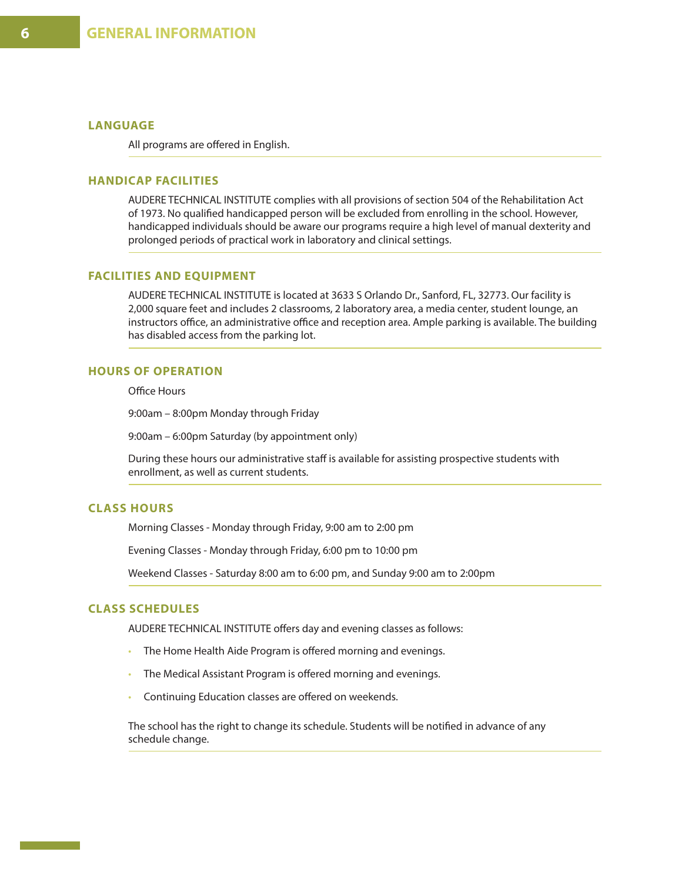# GENERAL INFORMATION

## LANGUAGE

All programs are offered in English.

## HANDICAP FACILITIES

AUDERE TECHNICAL INSTITUTE complies with all provisions of section 504 of the Rehabilitation Act of 1973. No qualified handicapped person will be excluded from enrolling in the school. However, handicapped individuals should be aware our programs require a high level of manual dexterity and prolonged periods of practical work in laboratory and clinical settings.

## FACILITIES AND EQUIPMENT

AUDERE TECHNICAL INSTITUTE is located at 3633 S Orlando Dr., Sanford, FL, 32773. Our facility is 2,000 square feet and includes 2 classrooms, 2 laboratory area, a media center, student lounge, an instructors office, an administrative office and reception area. Ample parking is available. The building has disabled access from the parking lot.

## HOURS OF OPERATION

Office Hours

9:00am – 8:00pm Monday through Friday

9:00am – 6:00pm Saturday (by appointment only)

During these hours our administrative staff is available for assisting prospective students with enrollment, as well as current students.

## CLASS HOURS

Morning Classes - Monday through Friday, 9:00 am to 2:00 pm

Evening Classes - Monday through Friday, 6:00 pm to 10:00 pm

Weekend Classes - Saturday 8:00 am to 6:00 pm, and Sunday 9:00 am to 2:00pm

## CLASS SCHEDULES

AUDERE TECHNICAL INSTITUTE offers day and evening classes as follows:

- The Home Health Aide Program is offered morning and evenings.
- The Medical Assistant Program is offered morning and evenings.
- Continuing Education classes are offered on weekends.

The school has the right to change its schedule. Students will be notified in advance of any schedule change.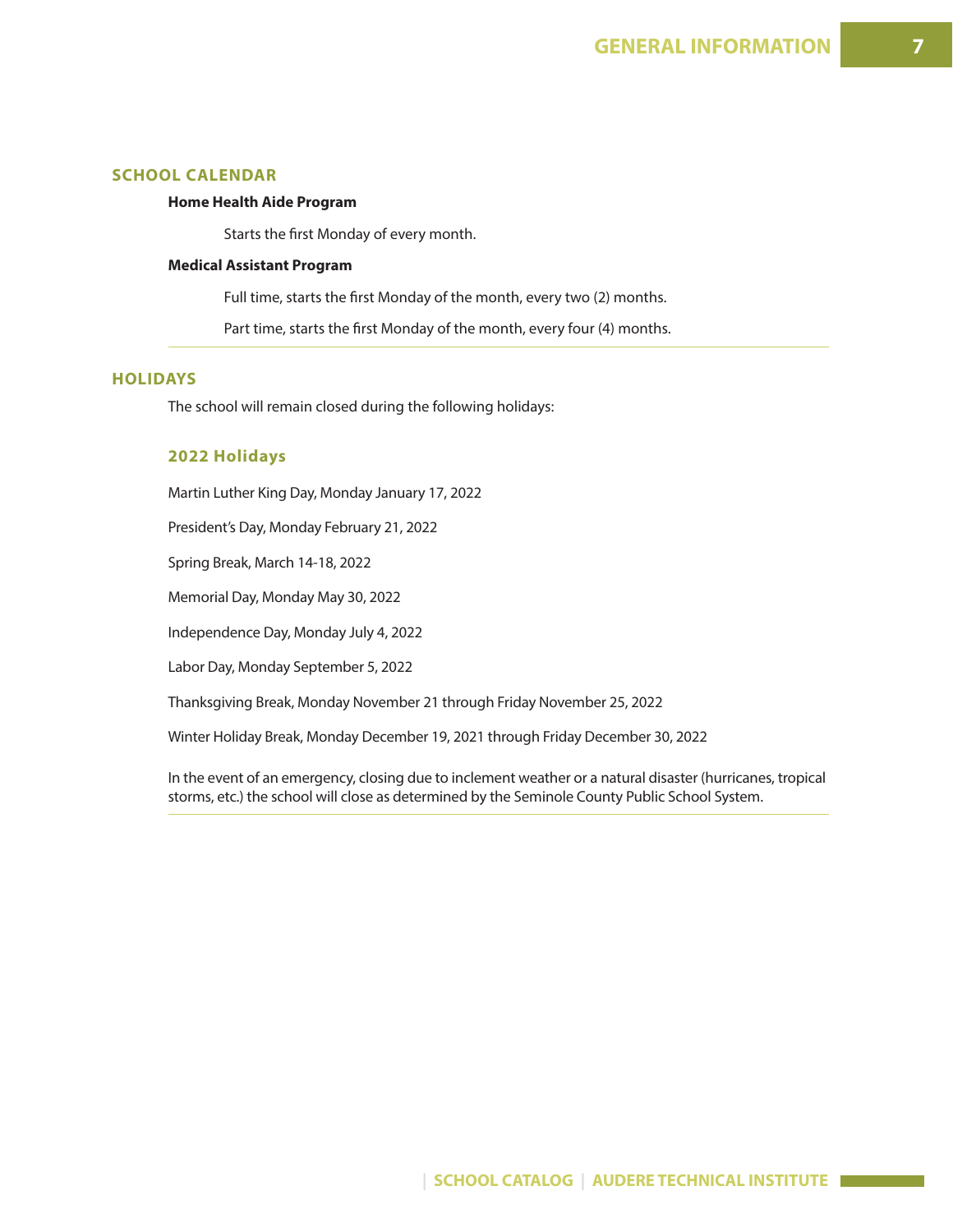## SCHOOL CALENDAR

**Home Health Aide Program**

Starts the first Monday of every month.

**Medical Assistant Program**

Full time, starts the first Monday of the month, every two (2) months.

Part time, starts the first Monday of the month, every four (4) months.

## HOLIDAYS

The school will remain closed during the following holidays:

### 2022 Holidays

Martin Luther King Day, Monday January 17, 2022

President's Day, Monday February 21, 2022

Spring Break, March 14-18, 2022

Memorial Day, Monday May 30, 2022

Independence Day, Monday July 4, 2022

Labor Day, Monday September 5, 2022

Thanksgiving Break, Monday November 21 through Friday November 25, 2022

Winter Holiday Break, Monday December 19, 2021 through Friday December 30, 2022

In the event of an emergency, closing due to inclement weather or a natural disaster (hurricanes, tropical storms, etc.) the school will close as determined by the Seminole County Public School System.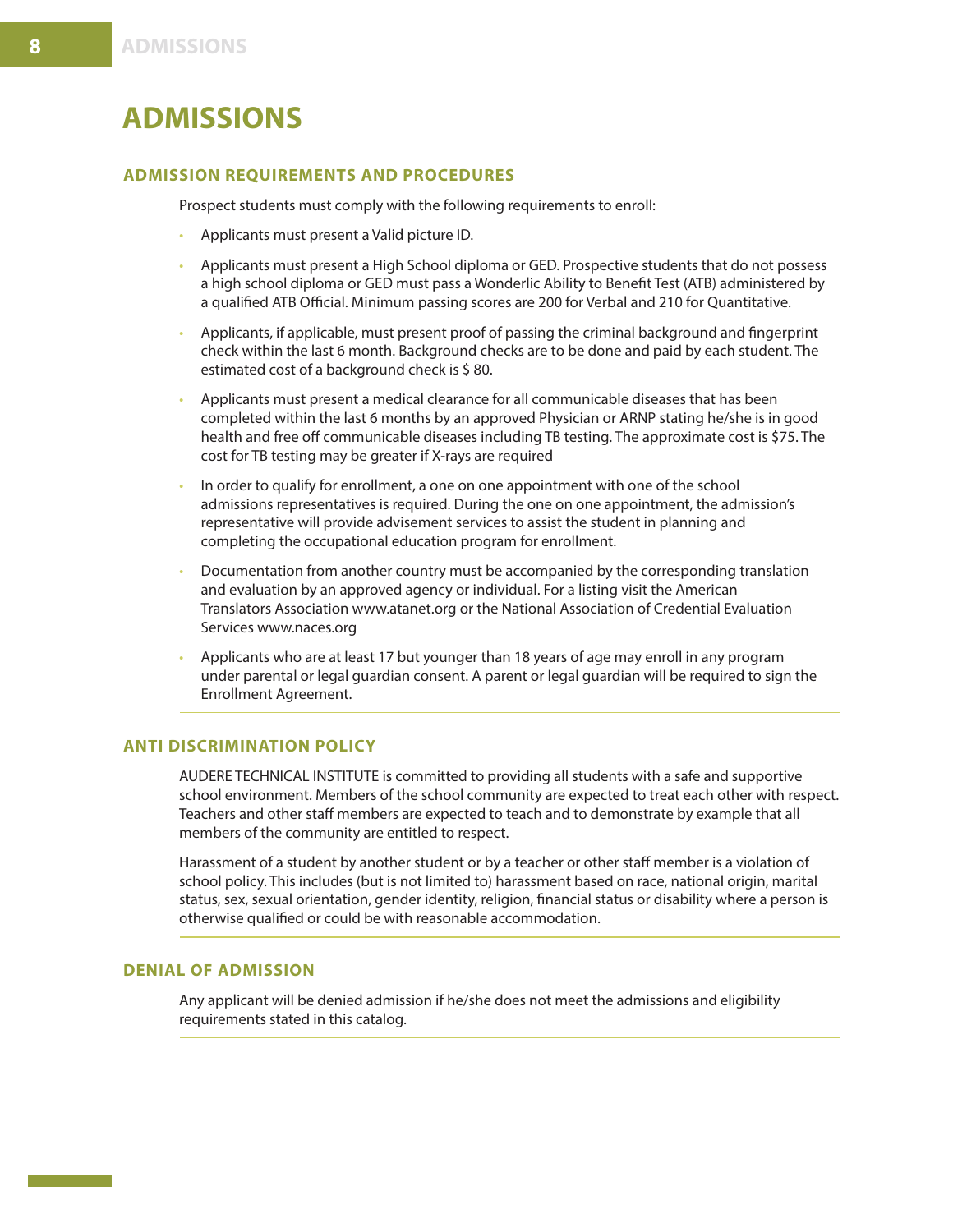# ADMISSIONS

## ADMISSION REQUIREMENTS AND PROCEDURES

Prospect students must comply with the following requirements to enroll:

- Applicants must present a Valid picture ID.
- Applicants must present a High School diploma or GED. Prospective students that do not possess a high school diploma or GED must pass a Wonderlic Ability to Benefit Test (ATB) administered by a qualified ATB Official. Minimum passing scores are 200 for Verbal and 210 for Quantitative.
- Applicants, if applicable, must present proof of passing the criminal background and fingerprint check within the last 6 month. Background checks are to be done and paid by each student. The estimated cost of a background check is $ 80.
- Applicants must present a medical clearance for all communicable diseases that has been completed within the last 6 months by an approved Physician or ARNP stating he/she is in good health and free off communicable diseases including TB testing. The approximate cost is $75. The cost for TB testing may be greater if X-rays are required
- In order to qualify for enrollment, a one on one appointment with one of the school admissions representatives is required. During the one on one appointment, the admission's representative will provide advisement services to assist the student in planning and completing the occupational education program for enrollment.
- Documentation from another country must be accompanied by the corresponding translation and evaluation by an approved agency or individual. For a listing visit the American Translators Association www.atanet.org or the National Association of Credential Evaluation Services www.naces.org
- Applicants who are at least 17 but younger than 18 years of age may enroll in any program under parental or legal guardian consent. A parent or legal guardian will be required to sign the Enrollment Agreement.

## ANTI DISCRIMINATION POLICY

AUDERE TECHNICAL INSTITUTE is committed to providing all students with a safe and supportive school environment. Members of the school community are expected to treat each other with respect. Teachers and other staff members are expected to teach and to demonstrate by example that all members of the community are entitled to respect.

Harassment of a student by another student or by a teacher or other staff member is a violation of school policy. This includes (but is not limited to) harassment based on race, national origin, marital status, sex, sexual orientation, gender identity, religion, financial status or disability where a person is otherwise qualified or could be with reasonable accommodation.

## DENIAL OF ADMISSION

Any applicant will be denied admission if he/she does not meet the admissions and eligibility requirements stated in this catalog.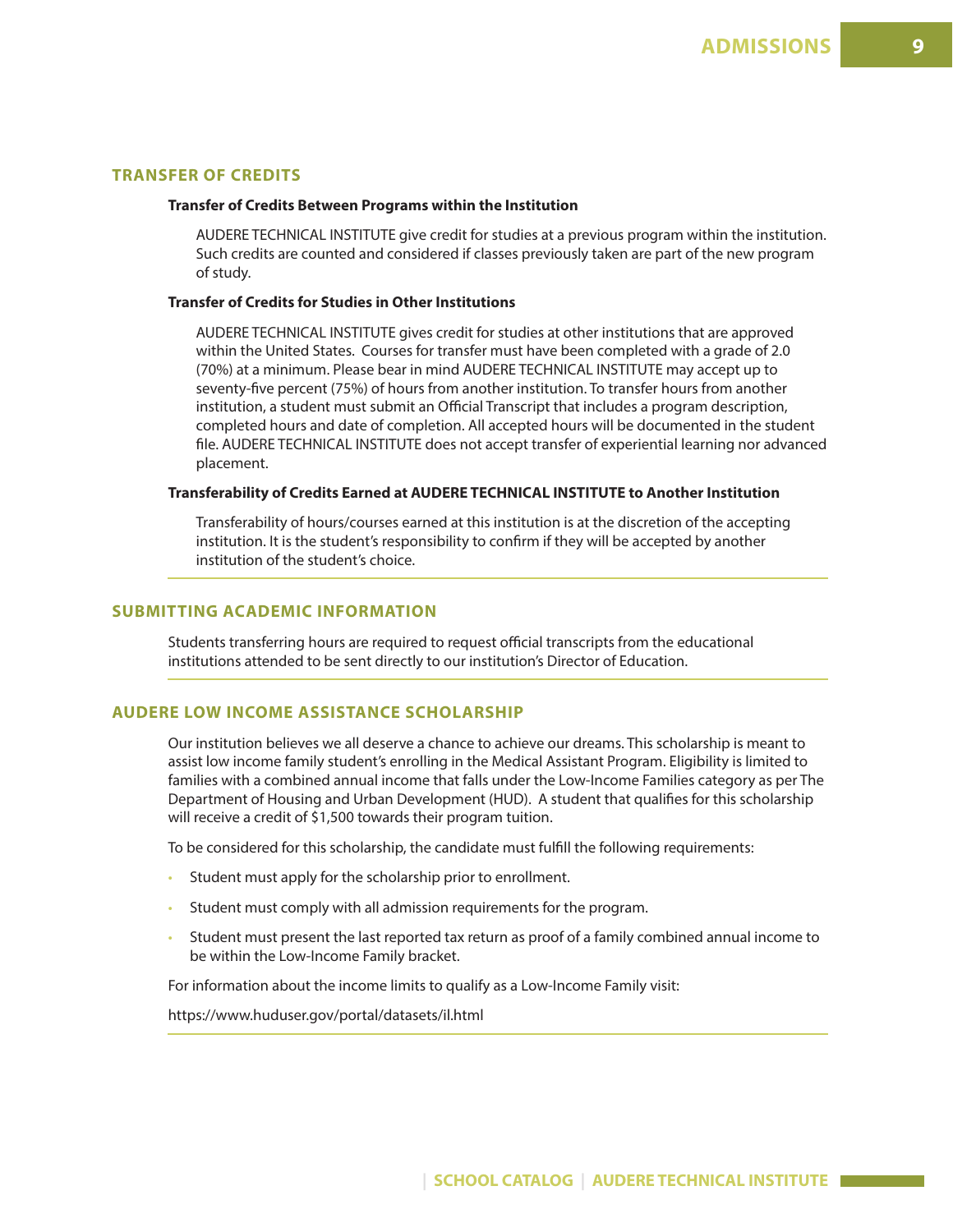## TRANSFER OF CREDITS

### Transfer of Credits Between Programs within the Institution

AUDERE TECHNICAL INSTITUTE give credit for studies at a previous program within the institution. Such credits are counted and considered if classes previously taken are part of the new program of study.

### Transfer of Credits for Studies in Other Institutions

AUDERE TECHNICAL INSTITUTE gives credit for studies at other institutions that are approved within the United States. Courses for transfer must have been completed with a grade of 2.0 (70%) at a minimum. Please bear in mind AUDERE TECHNICAL INSTITUTE may accept up to seventy-five percent (75%) of hours from another institution. To transfer hours from another institution, a student must submit an Official Transcript that includes a program description, completed hours and date of completion. All accepted hours will be documented in the student file. AUDERE TECHNICAL INSTITUTE does not accept transfer of experiential learning nor advanced placement.

### Transferability of Credits Earned at AUDERE TECHNICAL INSTITUTE to Another Institution

Transferability of hours/courses earned at this institution is at the discretion of the accepting institution. It is the student's responsibility to confirm if they will be accepted by another institution of the student's choice.

## SUBMITTING ACADEMIC INFORMATION

Students transferring hours are required to request official transcripts from the educational institutions attended to be sent directly to our institution's Director of Education.

## AUDERE LOW INCOME ASSISTANCE SCHOLARSHIP

Our institution believes we all deserve a chance to achieve our dreams. This scholarship is meant to assist low income family student's enrolling in the Medical Assistant Program. Eligibility is limited to families with a combined annual income that falls under the Low-Income Families category as per The Department of Housing and Urban Development (HUD). A student that qualifies for this scholarship will receive a credit of $1,500 towards their program tuition.

To be considered for this scholarship, the candidate must fulfill the following requirements:

- Student must apply for the scholarship prior to enrollment.
- Student must comply with all admission requirements for the program.
- Student must present the last reported tax return as proof of a family combined annual income to be within the Low-Income Family bracket.

For information about the income limits to qualify as a Low-Income Family visit:

https://www.huduser.gov/portal/datasets/il.html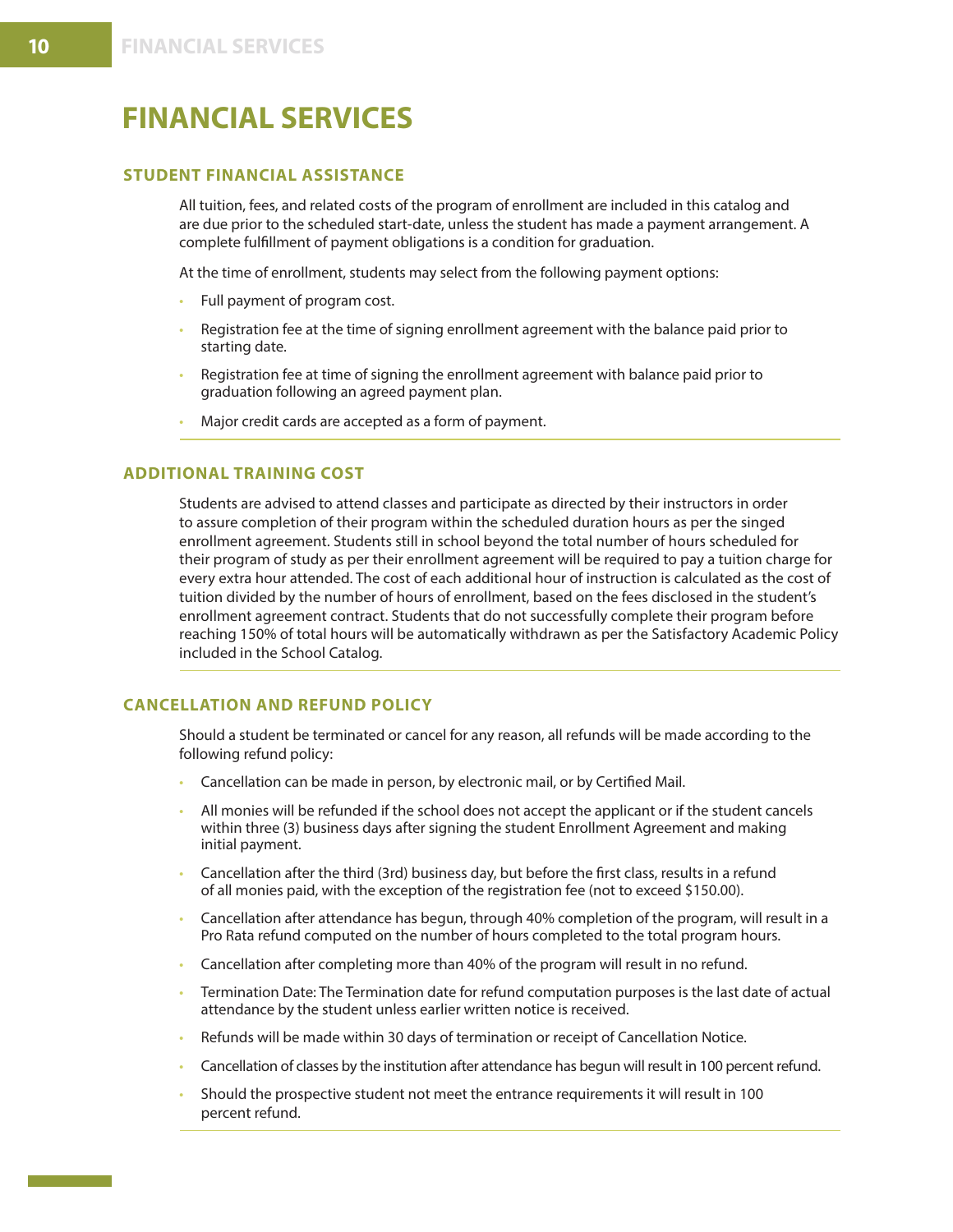# FINANCIAL SERVICES

## STUDENT FINANCIAL ASSISTANCE

All tuition, fees, and related costs of the program of enrollment are included in this catalog and are due prior to the scheduled start-date, unless the student has made a payment arrangement. A complete fulfillment of payment obligations is a condition for graduation.

At the time of enrollment, students may select from the following payment options:

- Full payment of program cost.
- Registration fee at the time of signing enrollment agreement with the balance paid prior to starting date.
- Registration fee at time of signing the enrollment agreement with balance paid prior to graduation following an agreed payment plan.
- Major credit cards are accepted as a form of payment.

## ADDITIONAL TRAINING COST

Students are advised to attend classes and participate as directed by their instructors in order to assure completion of their program within the scheduled duration hours as per the singed enrollment agreement. Students still in school beyond the total number of hours scheduled for their program of study as per their enrollment agreement will be required to pay a tuition charge for every extra hour attended. The cost of each additional hour of instruction is calculated as the cost of tuition divided by the number of hours of enrollment, based on the fees disclosed in the student's enrollment agreement contract. Students that do not successfully complete their program before reaching 150% of total hours will be automatically withdrawn as per the Satisfactory Academic Policy included in the School Catalog.

## CANCELLATION AND REFUND POLICY

Should a student be terminated or cancel for any reason, all refunds will be made according to the following refund policy:

- Cancellation can be made in person, by electronic mail, or by Certified Mail.
- All monies will be refunded if the school does not accept the applicant or if the student cancels within three (3) business days after signing the student Enrollment Agreement and making initial payment.
- Cancellation after the third (3rd) business day, but before the first class, results in a refund of all monies paid, with the exception of the registration fee (not to exceed $150.00).
- Cancellation after attendance has begun, through 40% completion of the program, will result in a Pro Rata refund computed on the number of hours completed to the total program hours.
- Cancellation after completing more than 40% of the program will result in no refund.
- Termination Date: The Termination date for refund computation purposes is the last date of actual attendance by the student unless earlier written notice is received.
- Refunds will be made within 30 days of termination or receipt of Cancellation Notice.
- Cancellation of classes by the institution after attendance has begun will result in 100 percent refund.
- Should the prospective student not meet the entrance requirements it will result in 100 percent refund.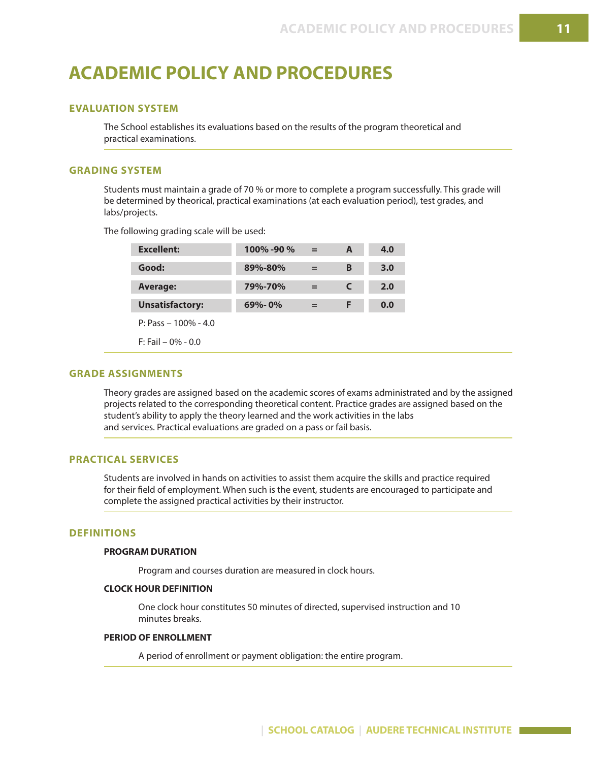# ACADEMIC POLICY AND PROCEDURES

## EVALUATION SYSTEM

The School establishes its evaluations based on the results of the program theoretical and practical examinations.

## GRADING SYSTEM

Students must maintain a grade of 70 % or more to complete a program successfully. This grade will be determined by theorical, practical examinations (at each evaluation period), test grades, and labs/projects.

The following grading scale will be used:

| | | | | |
|---|---|---|---|---|
| **Excellent:** | **100% -90 %** | **=** | **A** | **4.0** |
| **Good:** | **89%-80%** | **=** | **B** | **3.0** |
| **Average:** | **79%-70%** | **=** | **C** | **2.0** |
| **Unsatisfactory:** | **69%- 0%** | **=** | **F** | **0.0** |

P: Pass – 100% - 4.0

F: Fail – 0% - 0.0

## GRADE ASSIGNMENTS

Theory grades are assigned based on the academic scores of exams administrated and by the assigned projects related to the corresponding theoretical content. Practice grades are assigned based on the student's ability to apply the theory learned and the work activities in the labs and services. Practical evaluations are graded on a pass or fail basis.

## PRACTICAL SERVICES

Students are involved in hands on activities to assist them acquire the skills and practice required for their field of employment. When such is the event, students are encouraged to participate and complete the assigned practical activities by their instructor.

## DEFINITIONS

### PROGRAM DURATION

Program and courses duration are measured in clock hours.

### CLOCK HOUR DEFINITION

One clock hour constitutes 50 minutes of directed, supervised instruction and 10 minutes breaks.

### PERIOD OF ENROLLMENT

A period of enrollment or payment obligation: the entire program.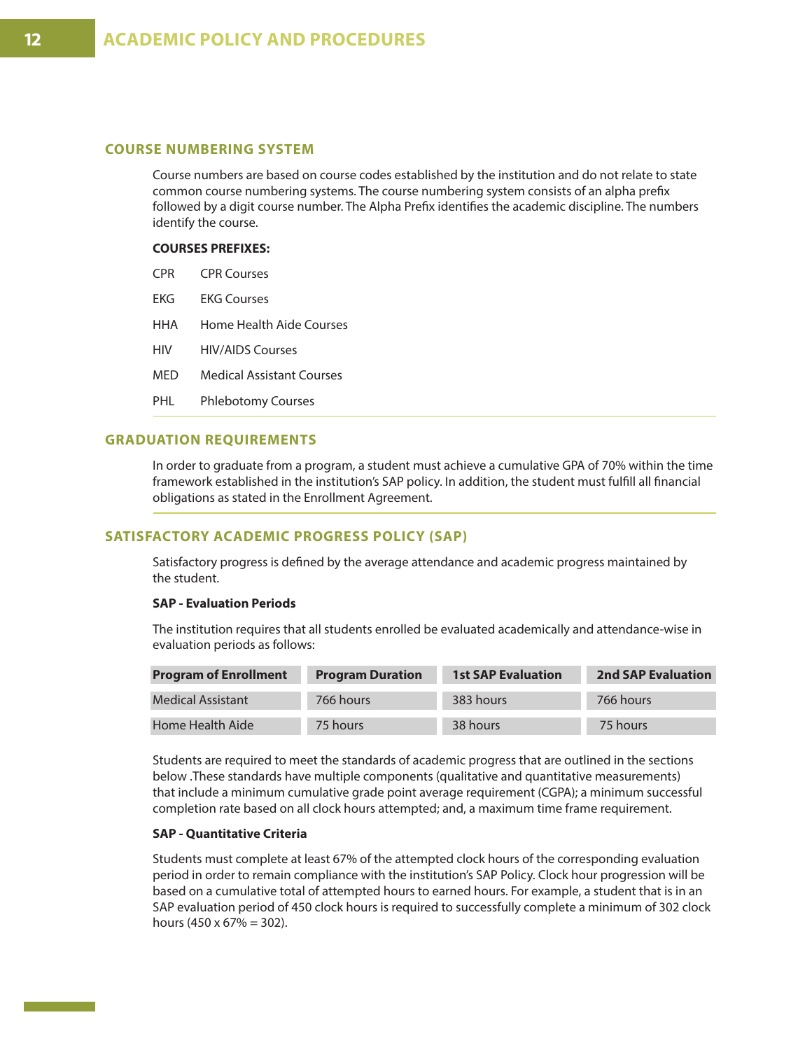## COURSE NUMBERING SYSTEM

Course numbers are based on course codes established by the institution and do not relate to state common course numbering systems. The course numbering system consists of an alpha prefix followed by a digit course number. The Alpha Prefix identifies the academic discipline. The numbers identify the course.

**COURSES PREFIXES:**

| | |
|---|---|
| CPR | CPR Courses |
| EKG | EKG Courses |
| HHA | Home Health Aide Courses |
| HIV | HIV/AIDS Courses |
| MED | Medical Assistant Courses |
| PHL | Phlebotomy Courses |

## GRADUATION REQUIREMENTS

In order to graduate from a program, a student must achieve a cumulative GPA of 70% within the time framework established in the institution's SAP policy. In addition, the student must fulfill all financial obligations as stated in the Enrollment Agreement.

## SATISFACTORY ACADEMIC PROGRESS POLICY (SAP)

Satisfactory progress is defined by the average attendance and academic progress maintained by the student.

**SAP - Evaluation Periods**

The institution requires that all students enrolled be evaluated academically and attendance-wise in evaluation periods as follows:

| Program of Enrollment | Program Duration | 1st SAP Evaluation | 2nd SAP Evaluation |
|---|---|---|---|
| Medical Assistant | 766 hours | 383 hours | 766 hours |
| Home Health Aide | 75 hours | 38 hours | 75 hours |

Students are required to meet the standards of academic progress that are outlined in the sections below .These standards have multiple components (qualitative and quantitative measurements) that include a minimum cumulative grade point average requirement (CGPA); a minimum successful completion rate based on all clock hours attempted; and, a maximum time frame requirement.

**SAP - Quantitative Criteria**

Students must complete at least 67% of the attempted clock hours of the corresponding evaluation period in order to remain compliance with the institution's SAP Policy. Clock hour progression will be based on a cumulative total of attempted hours to earned hours. For example, a student that is in an SAP evaluation period of 450 clock hours is required to successfully complete a minimum of 302 clock hours (450 x 67% = 302).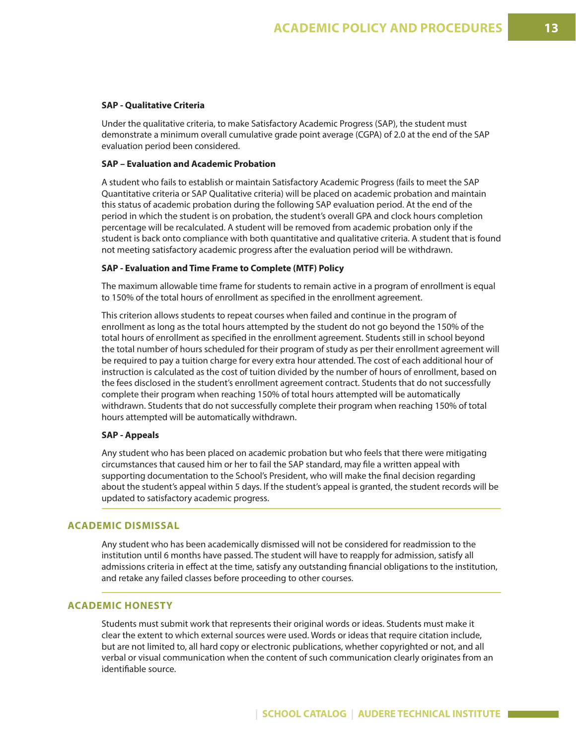**SAP - Qualitative Criteria**

Under the qualitative criteria, to make Satisfactory Academic Progress (SAP), the student must demonstrate a minimum overall cumulative grade point average (CGPA) of 2.0 at the end of the SAP evaluation period been considered.

**SAP – Evaluation and Academic Probation**

A student who fails to establish or maintain Satisfactory Academic Progress (fails to meet the SAP Quantitative criteria or SAP Qualitative criteria) will be placed on academic probation and maintain this status of academic probation during the following SAP evaluation period. At the end of the period in which the student is on probation, the student's overall GPA and clock hours completion percentage will be recalculated. A student will be removed from academic probation only if the student is back onto compliance with both quantitative and qualitative criteria. A student that is found not meeting satisfactory academic progress after the evaluation period will be withdrawn.

**SAP - Evaluation and Time Frame to Complete (MTF) Policy**

The maximum allowable time frame for students to remain active in a program of enrollment is equal to 150% of the total hours of enrollment as specified in the enrollment agreement.

This criterion allows students to repeat courses when failed and continue in the program of enrollment as long as the total hours attempted by the student do not go beyond the 150% of the total hours of enrollment as specified in the enrollment agreement. Students still in school beyond the total number of hours scheduled for their program of study as per their enrollment agreement will be required to pay a tuition charge for every extra hour attended. The cost of each additional hour of instruction is calculated as the cost of tuition divided by the number of hours of enrollment, based on the fees disclosed in the student's enrollment agreement contract. Students that do not successfully complete their program when reaching 150% of total hours attempted will be automatically withdrawn. Students that do not successfully complete their program when reaching 150% of total hours attempted will be automatically withdrawn.

**SAP - Appeals**

Any student who has been placed on academic probation but who feels that there were mitigating circumstances that caused him or her to fail the SAP standard, may file a written appeal with supporting documentation to the School's President, who will make the final decision regarding about the student's appeal within 5 days. If the student's appeal is granted, the student records will be updated to satisfactory academic progress.

## ACADEMIC DISMISSAL

Any student who has been academically dismissed will not be considered for readmission to the institution until 6 months have passed. The student will have to reapply for admission, satisfy all admissions criteria in effect at the time, satisfy any outstanding financial obligations to the institution, and retake any failed classes before proceeding to other courses.

## ACADEMIC HONESTY

Students must submit work that represents their original words or ideas. Students must make it clear the extent to which external sources were used. Words or ideas that require citation include, but are not limited to, all hard copy or electronic publications, whether copyrighted or not, and all verbal or visual communication when the content of such communication clearly originates from an identifiable source.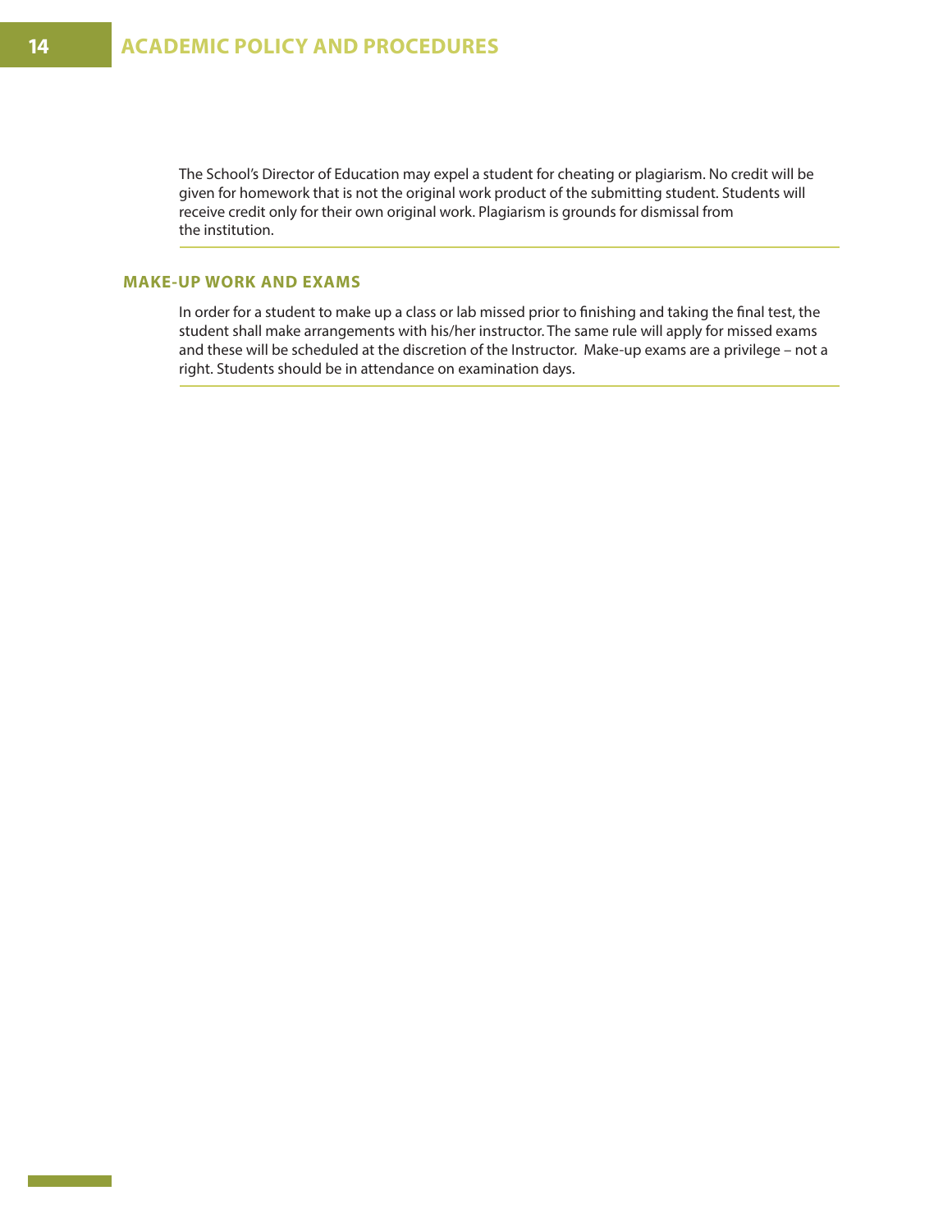The School's Director of Education may expel a student for cheating or plagiarism. No credit will be given for homework that is not the original work product of the submitting student. Students will receive credit only for their own original work. Plagiarism is grounds for dismissal from the institution.

### MAKE-UP WORK AND EXAMS

In order for a student to make up a class or lab missed prior to finishing and taking the final test, the student shall make arrangements with his/her instructor. The same rule will apply for missed exams and these will be scheduled at the discretion of the Instructor. Make-up exams are a privilege – not a right. Students should be in attendance on examination days.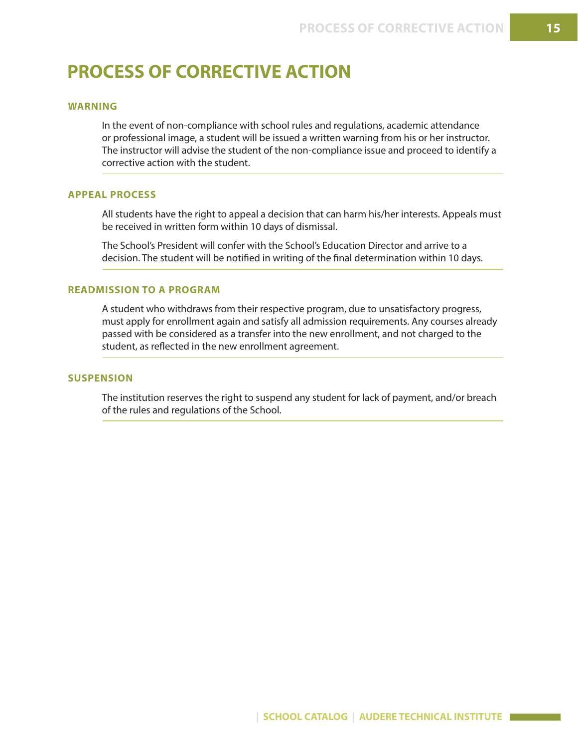# PROCESS OF CORRECTIVE ACTION

## WARNING

In the event of non-compliance with school rules and regulations, academic attendance or professional image, a student will be issued a written warning from his or her instructor. The instructor will advise the student of the non-compliance issue and proceed to identify a corrective action with the student.

## APPEAL PROCESS

All students have the right to appeal a decision that can harm his/her interests. Appeals must be received in written form within 10 days of dismissal.

The School's President will confer with the School's Education Director and arrive to a decision. The student will be notified in writing of the final determination within 10 days.

## READMISSION TO A PROGRAM

A student who withdraws from their respective program, due to unsatisfactory progress, must apply for enrollment again and satisfy all admission requirements. Any courses already passed with be considered as a transfer into the new enrollment, and not charged to the student, as reflected in the new enrollment agreement.

## SUSPENSION

The institution reserves the right to suspend any student for lack of payment, and/or breach of the rules and regulations of the School.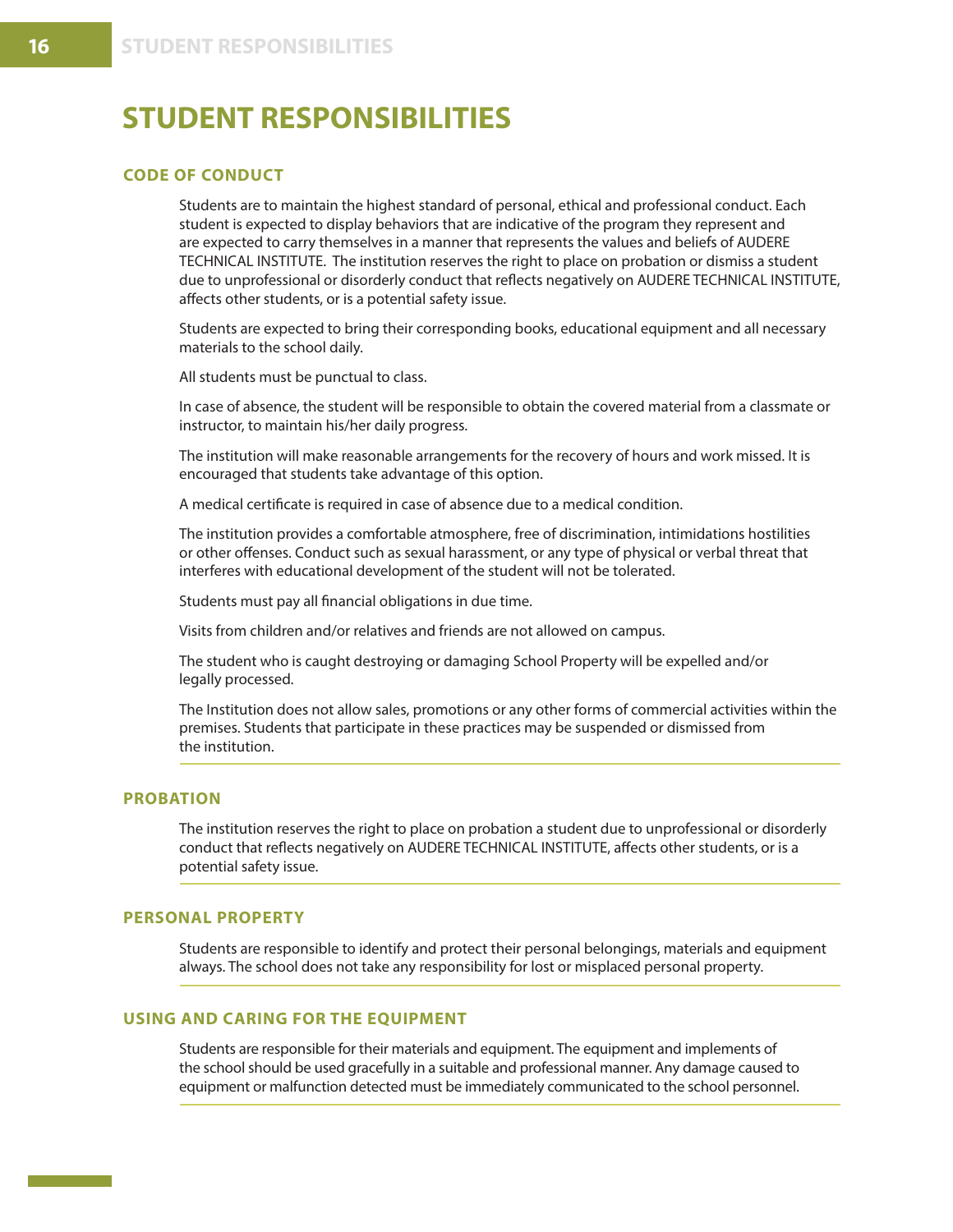# STUDENT RESPONSIBILITIES

## CODE OF CONDUCT

Students are to maintain the highest standard of personal, ethical and professional conduct. Each student is expected to display behaviors that are indicative of the program they represent and are expected to carry themselves in a manner that represents the values and beliefs of AUDERE TECHNICAL INSTITUTE. The institution reserves the right to place on probation or dismiss a student due to unprofessional or disorderly conduct that reflects negatively on AUDERE TECHNICAL INSTITUTE, affects other students, or is a potential safety issue.

Students are expected to bring their corresponding books, educational equipment and all necessary materials to the school daily.

All students must be punctual to class.

In case of absence, the student will be responsible to obtain the covered material from a classmate or instructor, to maintain his/her daily progress.

The institution will make reasonable arrangements for the recovery of hours and work missed. It is encouraged that students take advantage of this option.

A medical certificate is required in case of absence due to a medical condition.

The institution provides a comfortable atmosphere, free of discrimination, intimidations hostilities or other offenses. Conduct such as sexual harassment, or any type of physical or verbal threat that interferes with educational development of the student will not be tolerated.

Students must pay all financial obligations in due time.

Visits from children and/or relatives and friends are not allowed on campus.

The student who is caught destroying or damaging School Property will be expelled and/or legally processed.

The Institution does not allow sales, promotions or any other forms of commercial activities within the premises. Students that participate in these practices may be suspended or dismissed from the institution.

## PROBATION

The institution reserves the right to place on probation a student due to unprofessional or disorderly conduct that reflects negatively on AUDERE TECHNICAL INSTITUTE, affects other students, or is a potential safety issue.

## PERSONAL PROPERTY

Students are responsible to identify and protect their personal belongings, materials and equipment always. The school does not take any responsibility for lost or misplaced personal property.

## USING AND CARING FOR THE EQUIPMENT

Students are responsible for their materials and equipment. The equipment and implements of the school should be used gracefully in a suitable and professional manner. Any damage caused to equipment or malfunction detected must be immediately communicated to the school personnel.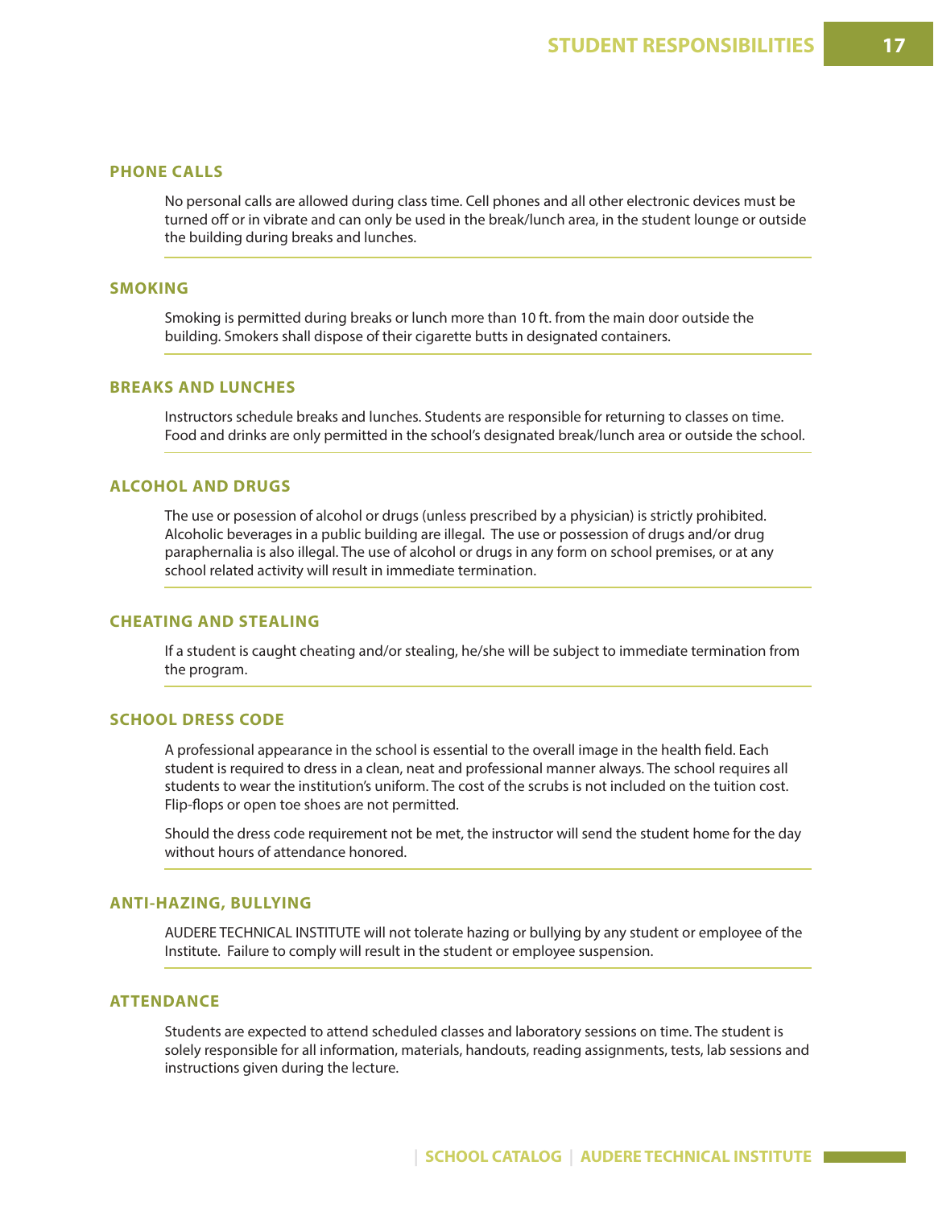## PHONE CALLS

No personal calls are allowed during class time. Cell phones and all other electronic devices must be turned off or in vibrate and can only be used in the break/lunch area, in the student lounge or outside the building during breaks and lunches.

## SMOKING

Smoking is permitted during breaks or lunch more than 10 ft. from the main door outside the building. Smokers shall dispose of their cigarette butts in designated containers.

## BREAKS AND LUNCHES

Instructors schedule breaks and lunches. Students are responsible for returning to classes on time. Food and drinks are only permitted in the school's designated break/lunch area or outside the school.

## ALCOHOL AND DRUGS

The use or posession of alcohol or drugs (unless prescribed by a physician) is strictly prohibited. Alcoholic beverages in a public building are illegal. The use or possession of drugs and/or drug paraphernalia is also illegal. The use of alcohol or drugs in any form on school premises, or at any school related activity will result in immediate termination.

## CHEATING AND STEALING

If a student is caught cheating and/or stealing, he/she will be subject to immediate termination from the program.

## SCHOOL DRESS CODE

A professional appearance in the school is essential to the overall image in the health field. Each student is required to dress in a clean, neat and professional manner always. The school requires all students to wear the institution's uniform. The cost of the scrubs is not included on the tuition cost. Flip-flops or open toe shoes are not permitted.

Should the dress code requirement not be met, the instructor will send the student home for the day without hours of attendance honored.

## ANTI-HAZING, BULLYING

AUDERE TECHNICAL INSTITUTE will not tolerate hazing or bullying by any student or employee of the Institute. Failure to comply will result in the student or employee suspension.

## ATTENDANCE

Students are expected to attend scheduled classes and laboratory sessions on time. The student is solely responsible for all information, materials, handouts, reading assignments, tests, lab sessions and instructions given during the lecture.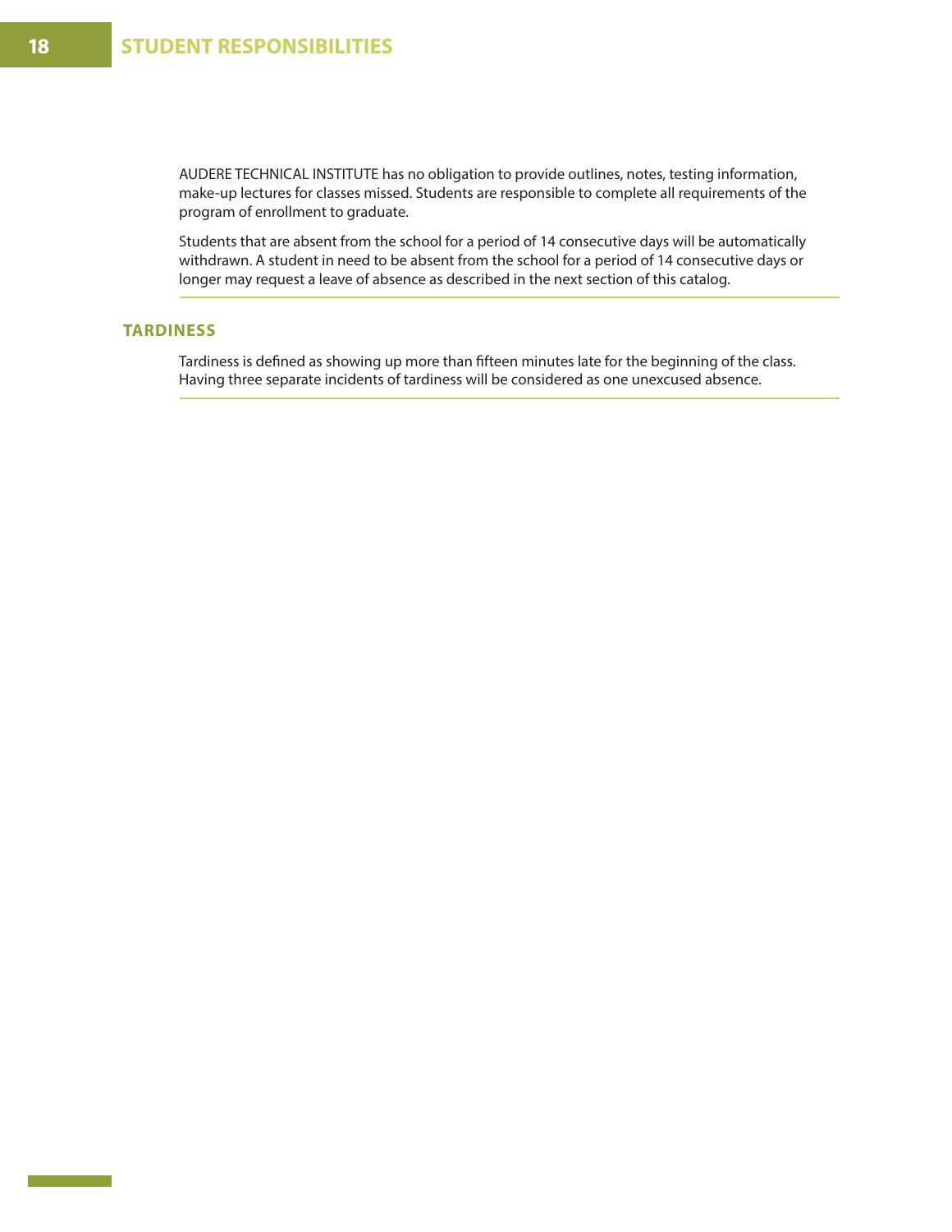AUDERE TECHNICAL INSTITUTE has no obligation to provide outlines, notes, testing information, make-up lectures for classes missed. Students are responsible to complete all requirements of the program of enrollment to graduate.

Students that are absent from the school for a period of 14 consecutive days will be automatically withdrawn. A student in need to be absent from the school for a period of 14 consecutive days or longer may request a leave of absence as described in the next section of this catalog.

## TARDINESS

Tardiness is defined as showing up more than fifteen minutes late for the beginning of the class. Having three separate incidents of tardiness will be considered as one unexcused absence.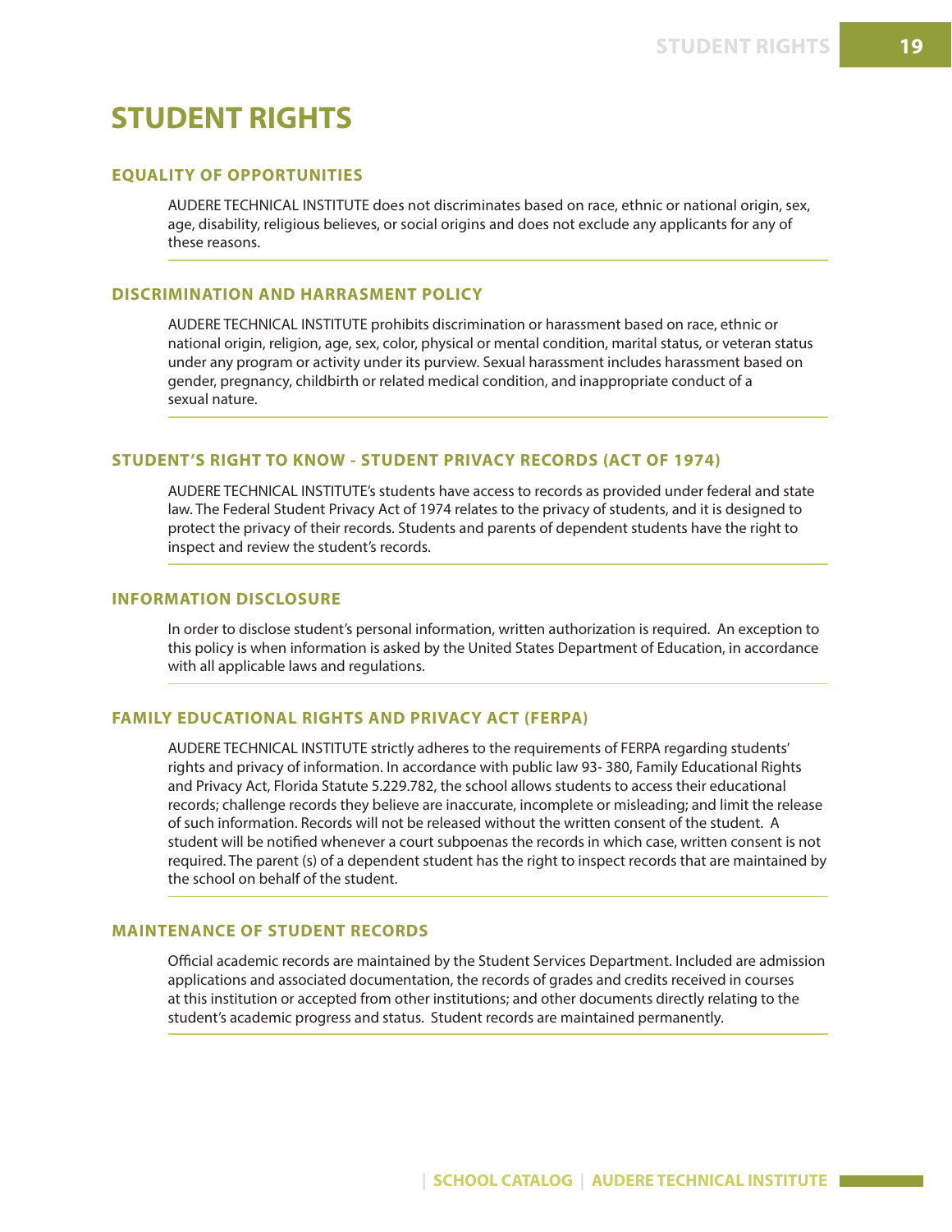# STUDENT RIGHTS

## EQUALITY OF OPPORTUNITIES

AUDERE TECHNICAL INSTITUTE does not discriminates based on race, ethnic or national origin, sex, age, disability, religious believes, or social origins and does not exclude any applicants for any of these reasons.

## DISCRIMINATION AND HARRASMENT POLICY

AUDERE TECHNICAL INSTITUTE prohibits discrimination or harassment based on race, ethnic or national origin, religion, age, sex, color, physical or mental condition, marital status, or veteran status under any program or activity under its purview. Sexual harassment includes harassment based on gender, pregnancy, childbirth or related medical condition, and inappropriate conduct of a sexual nature.

## STUDENT'S RIGHT TO KNOW - STUDENT PRIVACY RECORDS (ACT OF 1974)

AUDERE TECHNICAL INSTITUTE's students have access to records as provided under federal and state law. The Federal Student Privacy Act of 1974 relates to the privacy of students, and it is designed to protect the privacy of their records. Students and parents of dependent students have the right to inspect and review the student's records.

## INFORMATION DISCLOSURE

In order to disclose student's personal information, written authorization is required. An exception to this policy is when information is asked by the United States Department of Education, in accordance with all applicable laws and regulations.

## FAMILY EDUCATIONAL RIGHTS AND PRIVACY ACT (FERPA)

AUDERE TECHNICAL INSTITUTE strictly adheres to the requirements of FERPA regarding students' rights and privacy of information. In accordance with public law 93- 380, Family Educational Rights and Privacy Act, Florida Statute 5.229.782, the school allows students to access their educational records; challenge records they believe are inaccurate, incomplete or misleading; and limit the release of such information. Records will not be released without the written consent of the student. A student will be notified whenever a court subpoenas the records in which case, written consent is not required. The parent (s) of a dependent student has the right to inspect records that are maintained by the school on behalf of the student.

## MAINTENANCE OF STUDENT RECORDS

Official academic records are maintained by the Student Services Department. Included are admission applications and associated documentation, the records of grades and credits received in courses at this institution or accepted from other institutions; and other documents directly relating to the student's academic progress and status. Student records are maintained permanently.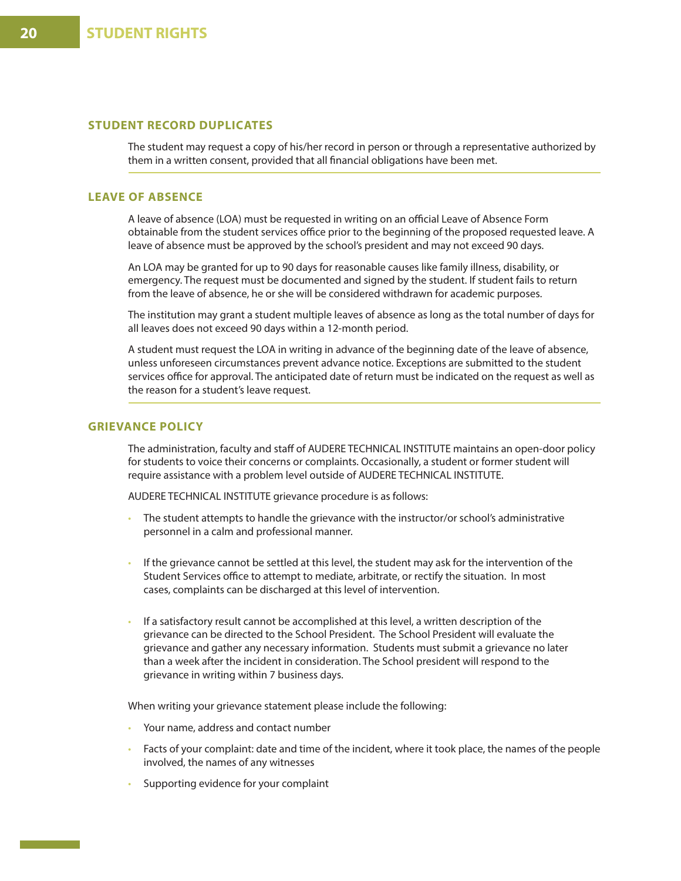## STUDENT RIGHTS

### STUDENT RECORD DUPLICATES

The student may request a copy of his/her record in person or through a representative authorized by them in a written consent, provided that all financial obligations have been met.

### LEAVE OF ABSENCE

A leave of absence (LOA) must be requested in writing on an official Leave of Absence Form obtainable from the student services office prior to the beginning of the proposed requested leave. A leave of absence must be approved by the school's president and may not exceed 90 days.

An LOA may be granted for up to 90 days for reasonable causes like family illness, disability, or emergency. The request must be documented and signed by the student. If student fails to return from the leave of absence, he or she will be considered withdrawn for academic purposes.

The institution may grant a student multiple leaves of absence as long as the total number of days for all leaves does not exceed 90 days within a 12-month period.

A student must request the LOA in writing in advance of the beginning date of the leave of absence, unless unforeseen circumstances prevent advance notice. Exceptions are submitted to the student services office for approval. The anticipated date of return must be indicated on the request as well as the reason for a student's leave request.

### GRIEVANCE POLICY

The administration, faculty and staff of AUDERE TECHNICAL INSTITUTE maintains an open-door policy for students to voice their concerns or complaints. Occasionally, a student or former student will require assistance with a problem level outside of AUDERE TECHNICAL INSTITUTE.

AUDERE TECHNICAL INSTITUTE grievance procedure is as follows:

- The student attempts to handle the grievance with the instructor/or school's administrative personnel in a calm and professional manner.
- If the grievance cannot be settled at this level, the student may ask for the intervention of the Student Services office to attempt to mediate, arbitrate, or rectify the situation. In most cases, complaints can be discharged at this level of intervention.
- If a satisfactory result cannot be accomplished at this level, a written description of the grievance can be directed to the School President. The School President will evaluate the grievance and gather any necessary information. Students must submit a grievance no later than a week after the incident in consideration. The School president will respond to the grievance in writing within 7 business days.

When writing your grievance statement please include the following:

- Your name, address and contact number
- Facts of your complaint: date and time of the incident, where it took place, the names of the people involved, the names of any witnesses
- Supporting evidence for your complaint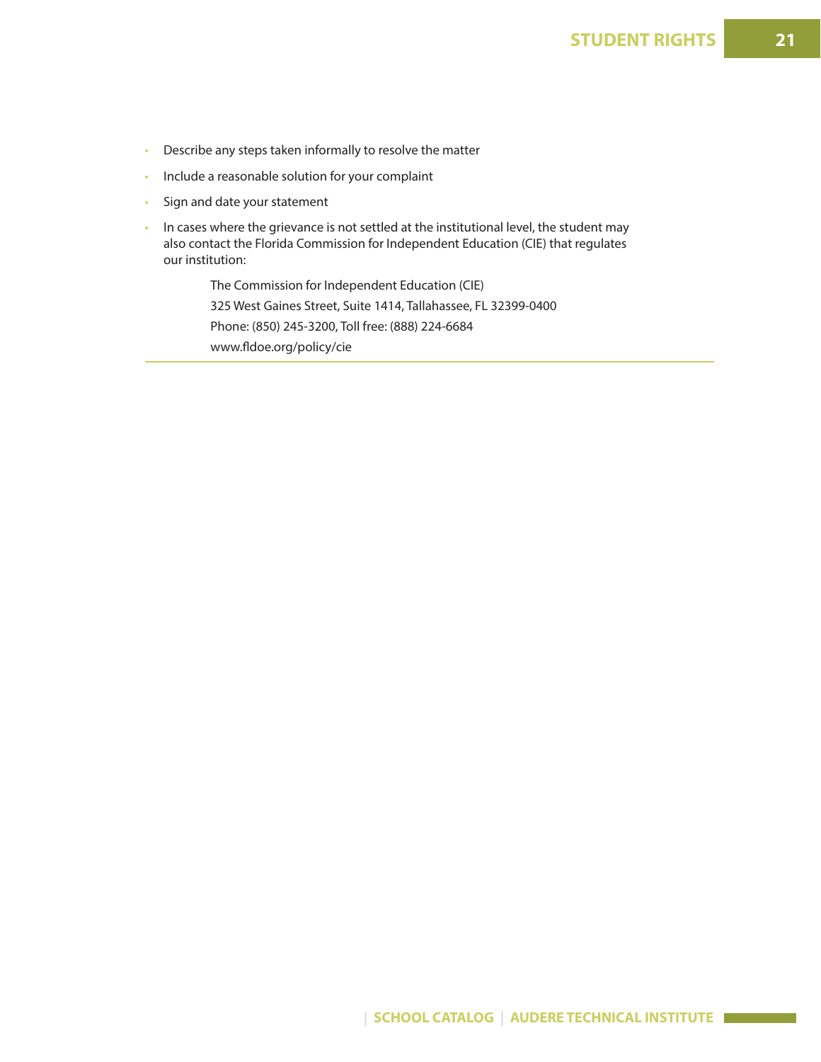- Describe any steps taken informally to resolve the matter
- Include a reasonable solution for your complaint
- Sign and date your statement
- In cases where the grievance is not settled at the institutional level, the student may also contact the Florida Commission for Independent Education (CIE) that regulates our institution:

  The Commission for Independent Education (CIE)
  325 West Gaines Street, Suite 1414, Tallahassee, FL 32399-0400
  Phone: (850) 245-3200, Toll free: (888) 224-6684
  www.fldoe.org/policy/cie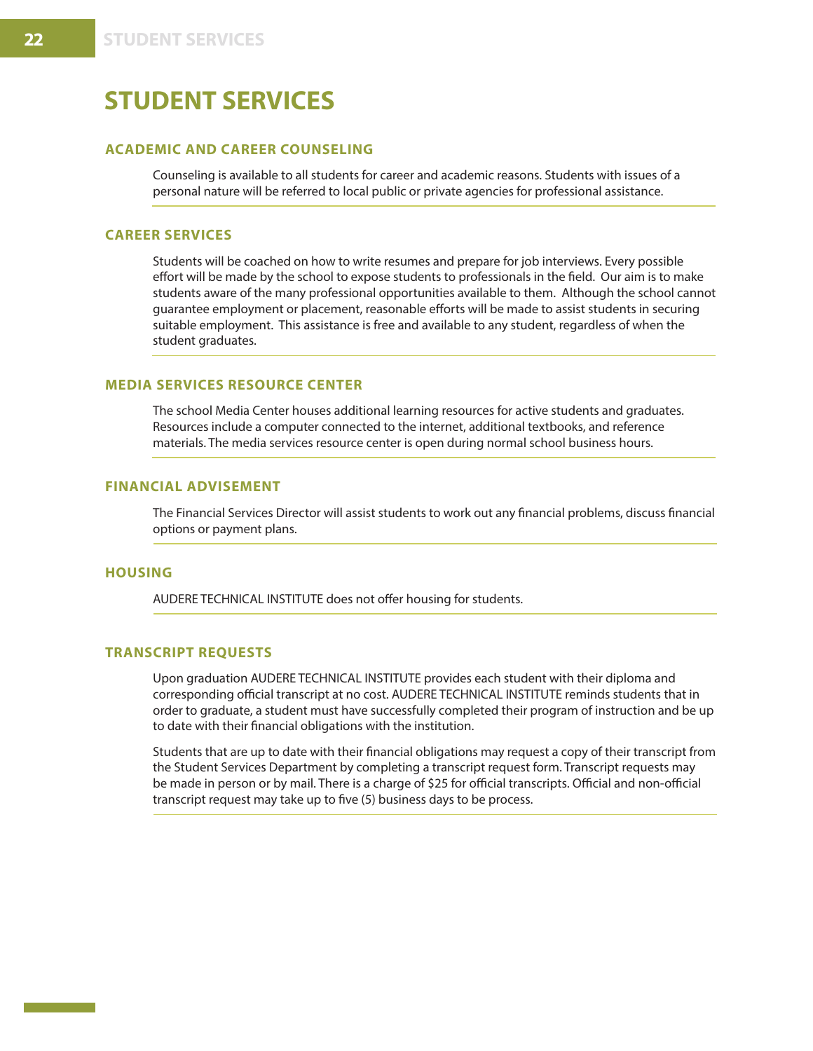# STUDENT SERVICES

## ACADEMIC AND CAREER COUNSELING

Counseling is available to all students for career and academic reasons. Students with issues of a personal nature will be referred to local public or private agencies for professional assistance.

## CAREER SERVICES

Students will be coached on how to write resumes and prepare for job interviews. Every possible effort will be made by the school to expose students to professionals in the field. Our aim is to make students aware of the many professional opportunities available to them. Although the school cannot guarantee employment or placement, reasonable efforts will be made to assist students in securing suitable employment. This assistance is free and available to any student, regardless of when the student graduates.

## MEDIA SERVICES RESOURCE CENTER

The school Media Center houses additional learning resources for active students and graduates. Resources include a computer connected to the internet, additional textbooks, and reference materials. The media services resource center is open during normal school business hours.

## FINANCIAL ADVISEMENT

The Financial Services Director will assist students to work out any financial problems, discuss financial options or payment plans.

## HOUSING

AUDERE TECHNICAL INSTITUTE does not offer housing for students.

## TRANSCRIPT REQUESTS

Upon graduation AUDERE TECHNICAL INSTITUTE provides each student with their diploma and corresponding official transcript at no cost. AUDERE TECHNICAL INSTITUTE reminds students that in order to graduate, a student must have successfully completed their program of instruction and be up to date with their financial obligations with the institution.

Students that are up to date with their financial obligations may request a copy of their transcript from the Student Services Department by completing a transcript request form. Transcript requests may be made in person or by mail. There is a charge of $25 for official transcripts. Official and non-official transcript request may take up to five (5) business days to be process.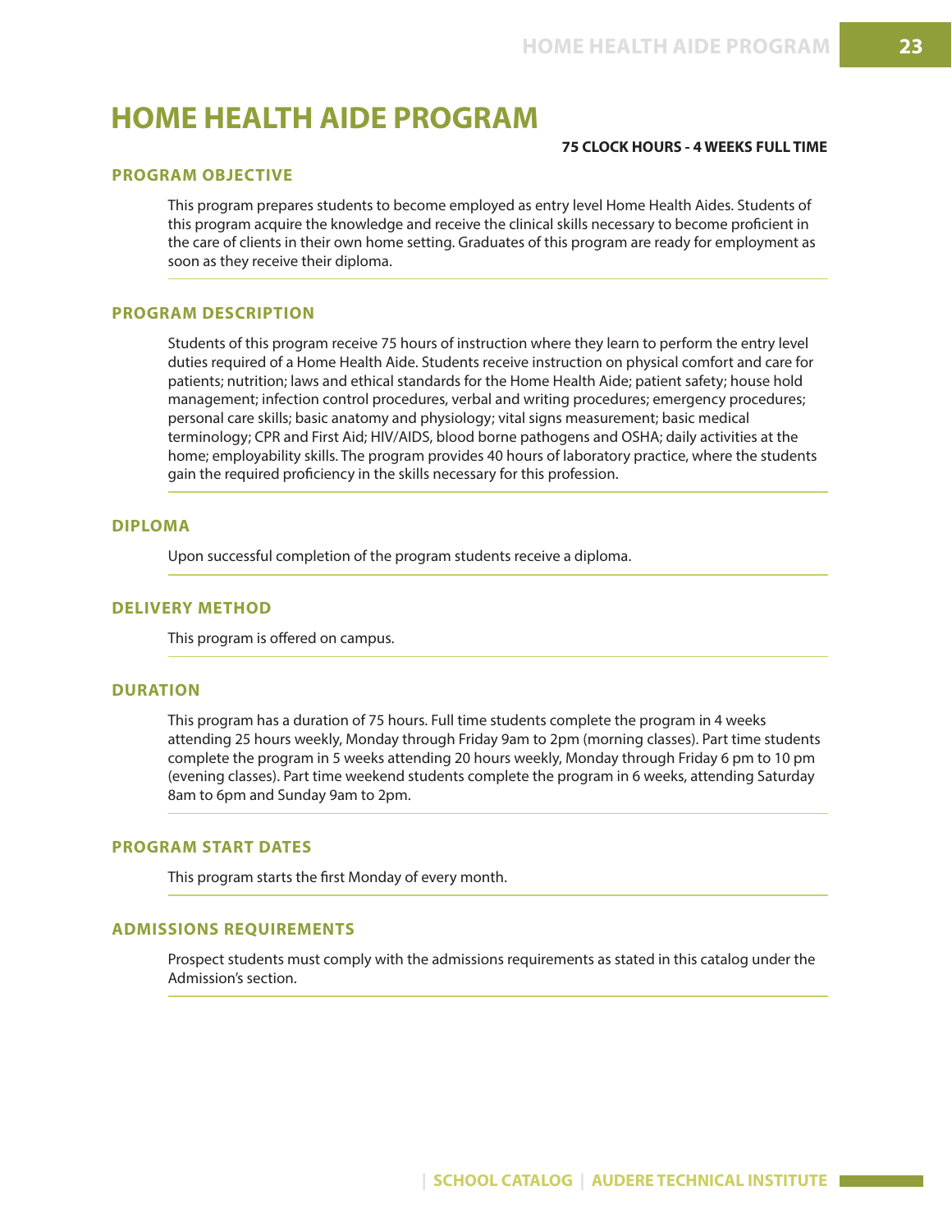# HOME HEALTH AIDE PROGRAM

**75 CLOCK HOURS - 4 WEEKS FULL TIME**

## PROGRAM OBJECTIVE

This program prepares students to become employed as entry level Home Health Aides. Students of this program acquire the knowledge and receive the clinical skills necessary to become proficient in the care of clients in their own home setting. Graduates of this program are ready for employment as soon as they receive their diploma.

## PROGRAM DESCRIPTION

Students of this program receive 75 hours of instruction where they learn to perform the entry level duties required of a Home Health Aide. Students receive instruction on physical comfort and care for patients; nutrition; laws and ethical standards for the Home Health Aide; patient safety; house hold management; infection control procedures, verbal and writing procedures; emergency procedures; personal care skills; basic anatomy and physiology; vital signs measurement; basic medical terminology; CPR and First Aid; HIV/AIDS, blood borne pathogens and OSHA; daily activities at the home; employability skills. The program provides 40 hours of laboratory practice, where the students gain the required proficiency in the skills necessary for this profession.

## DIPLOMA

Upon successful completion of the program students receive a diploma.

## DELIVERY METHOD

This program is offered on campus.

## DURATION

This program has a duration of 75 hours. Full time students complete the program in 4 weeks attending 25 hours weekly, Monday through Friday 9am to 2pm (morning classes). Part time students complete the program in 5 weeks attending 20 hours weekly, Monday through Friday 6 pm to 10 pm (evening classes). Part time weekend students complete the program in 6 weeks, attending Saturday 8am to 6pm and Sunday 9am to 2pm.

## PROGRAM START DATES

This program starts the first Monday of every month.

## ADMISSIONS REQUIREMENTS

Prospect students must comply with the admissions requirements as stated in this catalog under the Admission's section.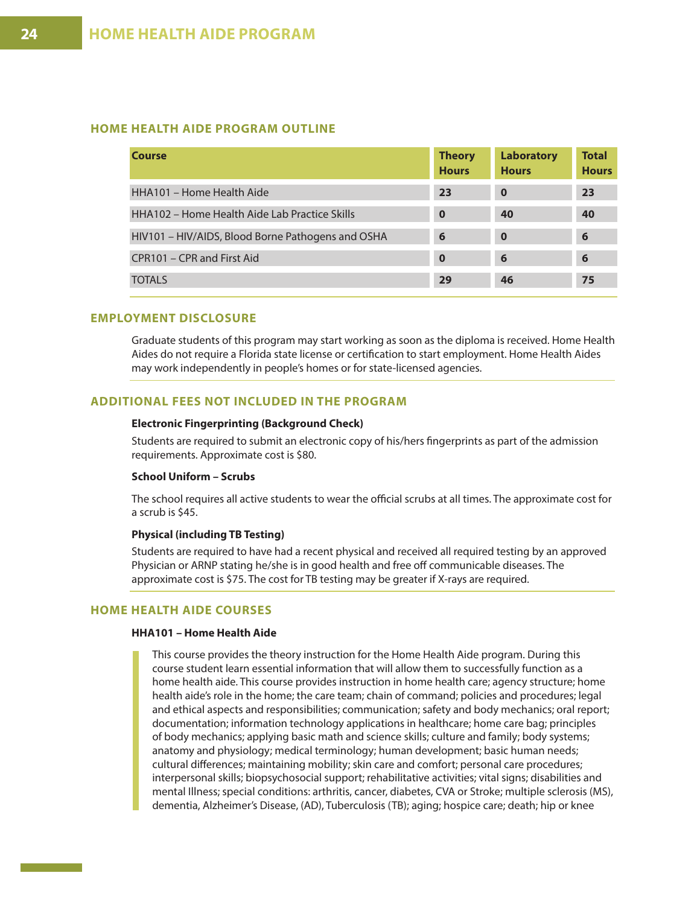# HOME HEALTH AIDE PROGRAM

## HOME HEALTH AIDE PROGRAM OUTLINE

| Course | Theory Hours | Laboratory Hours | Total Hours |
| --- | --- | --- | --- |
| HHA101 – Home Health Aide | **23** | **0** | **23** |
| HHA102 – Home Health Aide Lab Practice Skills | **0** | **40** | **40** |
| HIV101 – HIV/AIDS, Blood Borne Pathogens and OSHA | **6** | **0** | **6** |
| CPR101 – CPR and First Aid | **0** | **6** | **6** |
| TOTALS | **29** | **46** | **75** |

## EMPLOYMENT DISCLOSURE

Graduate students of this program may start working as soon as the diploma is received. Home Health Aides do not require a Florida state license or certification to start employment. Home Health Aides may work independently in people's homes or for state-licensed agencies.

## ADDITIONAL FEES NOT INCLUDED IN THE PROGRAM

**Electronic Fingerprinting (Background Check)**

Students are required to submit an electronic copy of his/hers fingerprints as part of the admission requirements. Approximate cost is $80.

**School Uniform – Scrubs**

The school requires all active students to wear the official scrubs at all times. The approximate cost for a scrub is $45.

**Physical (including TB Testing)**

Students are required to have had a recent physical and received all required testing by an approved Physician or ARNP stating he/she is in good health and free off communicable diseases. The approximate cost is $75. The cost for TB testing may be greater if X-rays are required.

## HOME HEALTH AIDE COURSES

**HHA101 – Home Health Aide**

This course provides the theory instruction for the Home Health Aide program. During this course student learn essential information that will allow them to successfully function as a home health aide. This course provides instruction in home health care; agency structure; home health aide's role in the home; the care team; chain of command; policies and procedures; legal and ethical aspects and responsibilities; communication; safety and body mechanics; oral report; documentation; information technology applications in healthcare; home care bag; principles of body mechanics; applying basic math and science skills; culture and family; body systems; anatomy and physiology; medical terminology; human development; basic human needs; cultural differences; maintaining mobility; skin care and comfort; personal care procedures; interpersonal skills; biopsychosocial support; rehabilitative activities; vital signs; disabilities and mental Illness; special conditions: arthritis, cancer, diabetes, CVA or Stroke; multiple sclerosis (MS), dementia, Alzheimer's Disease, (AD), Tuberculosis (TB); aging; hospice care; death; hip or knee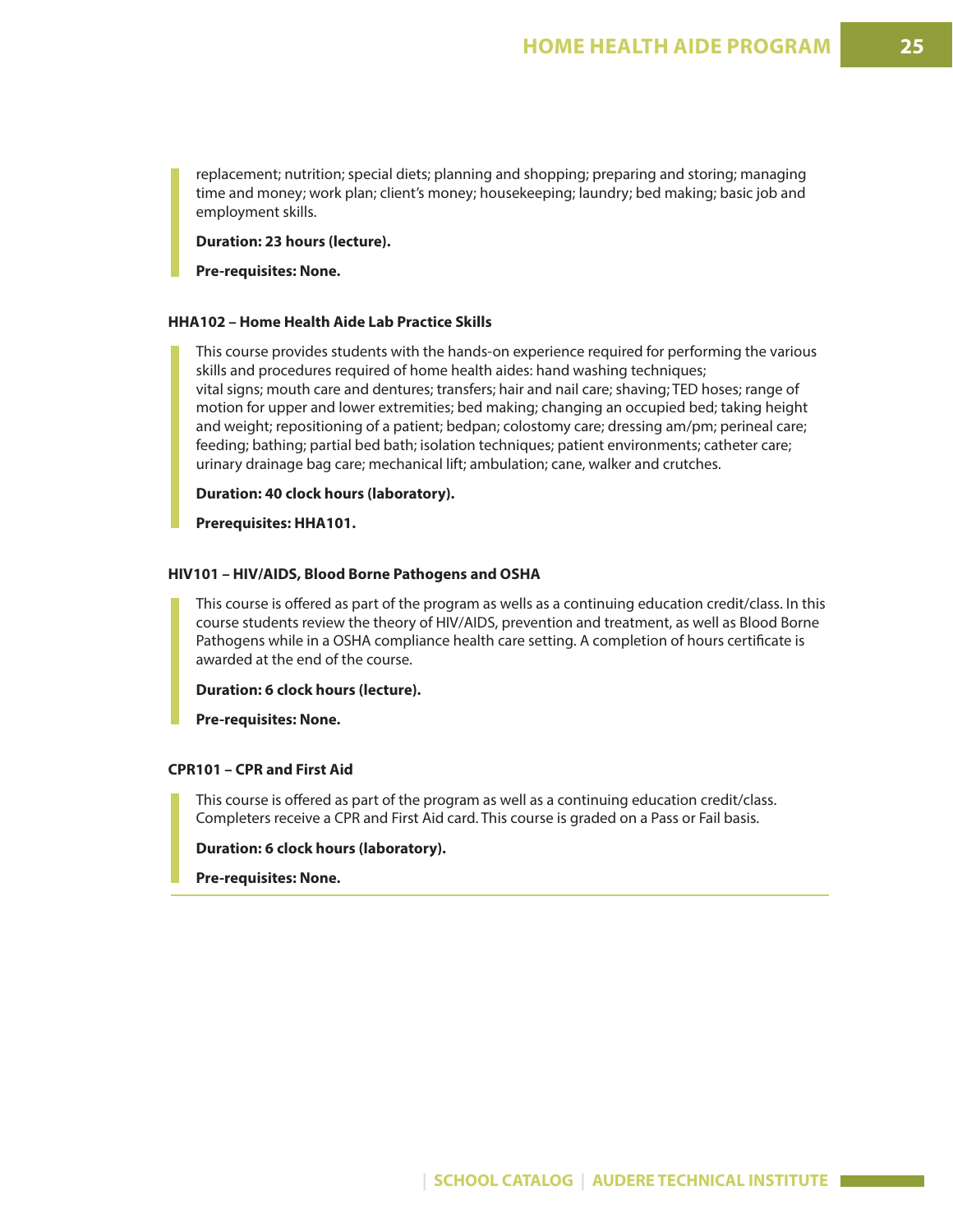replacement; nutrition; special diets; planning and shopping; preparing and storing; managing time and money; work plan; client's money; housekeeping; laundry; bed making; basic job and employment skills.

**Duration: 23 hours (lecture).**

**Pre-requisites: None.**

### HHA102 – Home Health Aide Lab Practice Skills

This course provides students with the hands-on experience required for performing the various skills and procedures required of home health aides: hand washing techniques; vital signs; mouth care and dentures; transfers; hair and nail care; shaving; TED hoses; range of motion for upper and lower extremities; bed making; changing an occupied bed; taking height and weight; repositioning of a patient; bedpan; colostomy care; dressing am/pm; perineal care; feeding; bathing; partial bed bath; isolation techniques; patient environments; catheter care; urinary drainage bag care; mechanical lift; ambulation; cane, walker and crutches.

**Duration: 40 clock hours (laboratory).**

**Prerequisites: HHA101.**

### HIV101 – HIV/AIDS, Blood Borne Pathogens and OSHA

This course is offered as part of the program as wells as a continuing education credit/class. In this course students review the theory of HIV/AIDS, prevention and treatment, as well as Blood Borne Pathogens while in a OSHA compliance health care setting. A completion of hours certificate is awarded at the end of the course.

**Duration: 6 clock hours (lecture).**

**Pre-requisites: None.**

### CPR101 – CPR and First Aid

This course is offered as part of the program as well as a continuing education credit/class. Completers receive a CPR and First Aid card. This course is graded on a Pass or Fail basis.

**Duration: 6 clock hours (laboratory).**

**Pre-requisites: None.**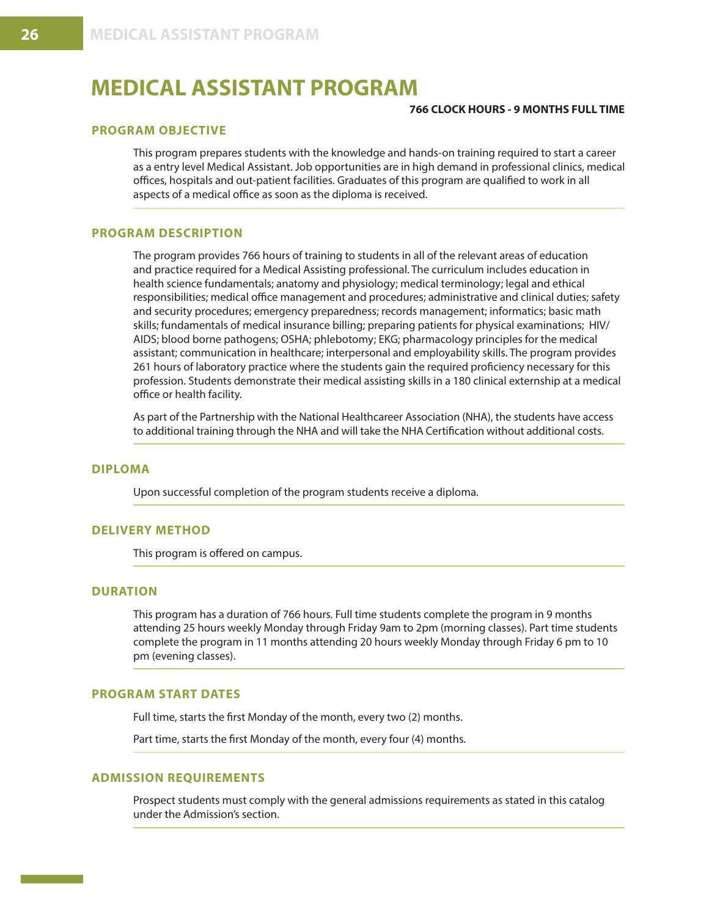# MEDICAL ASSISTANT PROGRAM

**766 CLOCK HOURS - 9 MONTHS FULL TIME**

## PROGRAM OBJECTIVE

This program prepares students with the knowledge and hands-on training required to start a career as a entry level Medical Assistant. Job opportunities are in high demand in professional clinics, medical offices, hospitals and out-patient facilities. Graduates of this program are qualified to work in all aspects of a medical office as soon as the diploma is received.

## PROGRAM DESCRIPTION

The program provides 766 hours of training to students in all of the relevant areas of education and practice required for a Medical Assisting professional. The curriculum includes education in health science fundamentals; anatomy and physiology; medical terminology; legal and ethical responsibilities; medical office management and procedures; administrative and clinical duties; safety and security procedures; emergency preparedness; records management; informatics; basic math skills; fundamentals of medical insurance billing; preparing patients for physical examinations; HIV/AIDS; blood borne pathogens; OSHA; phlebotomy; EKG; pharmacology principles for the medical assistant; communication in healthcare; interpersonal and employability skills. The program provides 261 hours of laboratory practice where the students gain the required proficiency necessary for this profession. Students demonstrate their medical assisting skills in a 180 clinical externship at a medical office or health facility.

As part of the Partnership with the National Healthcareer Association (NHA), the students have access to additional training through the NHA and will take the NHA Certification without additional costs.

## DIPLOMA

Upon successful completion of the program students receive a diploma.

## DELIVERY METHOD

This program is offered on campus.

## DURATION

This program has a duration of 766 hours. Full time students complete the program in 9 months attending 25 hours weekly Monday through Friday 9am to 2pm (morning classes). Part time students complete the program in 11 months attending 20 hours weekly Monday through Friday 6 pm to 10 pm (evening classes).

## PROGRAM START DATES

Full time, starts the first Monday of the month, every two (2) months.

Part time, starts the first Monday of the month, every four (4) months.

## ADMISSION REQUIREMENTS

Prospect students must comply with the general admissions requirements as stated in this catalog under the Admission's section.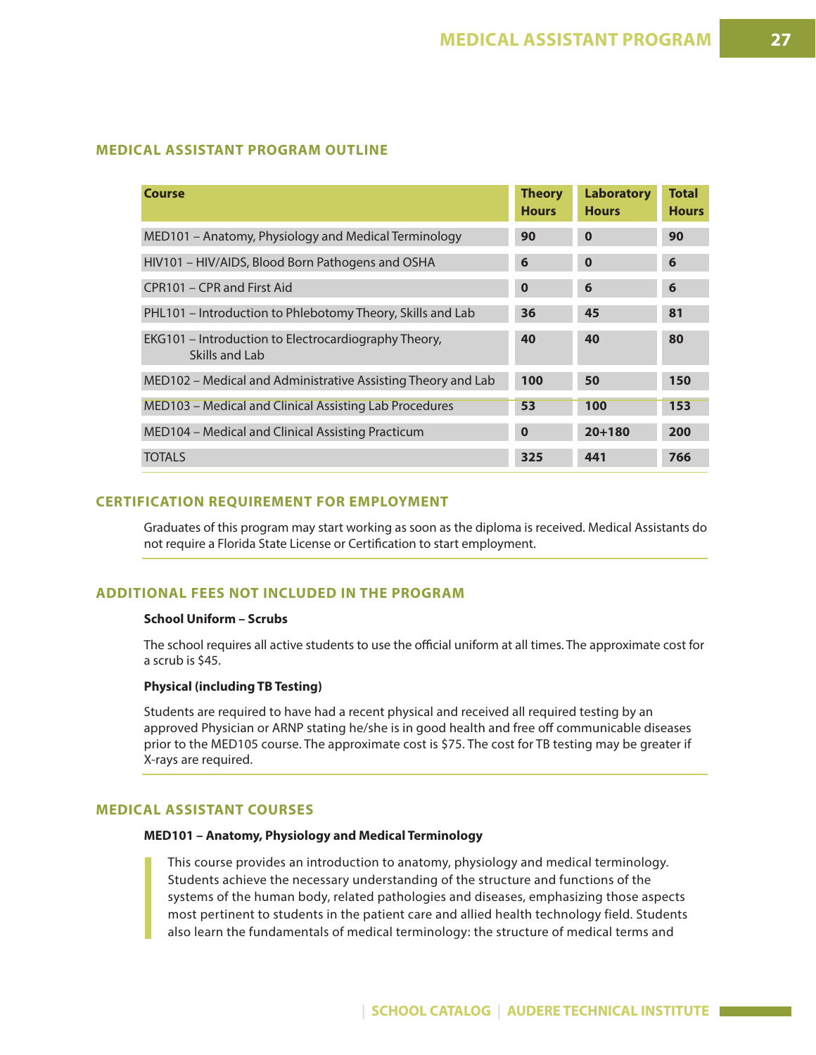## MEDICAL ASSISTANT PROGRAM OUTLINE

| Course | Theory Hours | Laboratory Hours | Total Hours |
|---|---|---|---|
| MED101 – Anatomy, Physiology and Medical Terminology | **90** | **0** | **90** |
| HIV101 – HIV/AIDS, Blood Born Pathogens and OSHA | **6** | **0** | **6** |
| CPR101 – CPR and First Aid | **0** | **6** | **6** |
| PHL101 – Introduction to Phlebotomy Theory, Skills and Lab | **36** | **45** | **81** |
| EKG101 – Introduction to Electrocardiography Theory, Skills and Lab | **40** | **40** | **80** |
| MED102 – Medical and Administrative Assisting Theory and Lab | **100** | **50** | **150** |
| MED103 – Medical and Clinical Assisting Lab Procedures | **53** | **100** | **153** |
| MED104 – Medical and Clinical Assisting Practicum | **0** | **20+180** | **200** |
| TOTALS | **325** | **441** | **766** |

## CERTIFICATION REQUIREMENT FOR EMPLOYMENT

Graduates of this program may start working as soon as the diploma is received. Medical Assistants do not require a Florida State License or Certification to start employment.

## ADDITIONAL FEES NOT INCLUDED IN THE PROGRAM

**School Uniform – Scrubs**

The school requires all active students to use the official uniform at all times. The approximate cost for a scrub is $45.

**Physical (including TB Testing)**

Students are required to have had a recent physical and received all required testing by an approved Physician or ARNP stating he/she is in good health and free off communicable diseases prior to the MED105 course. The approximate cost is $75. The cost for TB testing may be greater if X-rays are required.

## MEDICAL ASSISTANT COURSES

**MED101 – Anatomy, Physiology and Medical Terminology**

This course provides an introduction to anatomy, physiology and medical terminology. Students achieve the necessary understanding of the structure and functions of the systems of the human body, related pathologies and diseases, emphasizing those aspects most pertinent to students in the patient care and allied health technology field. Students also learn the fundamentals of medical terminology: the structure of medical terms and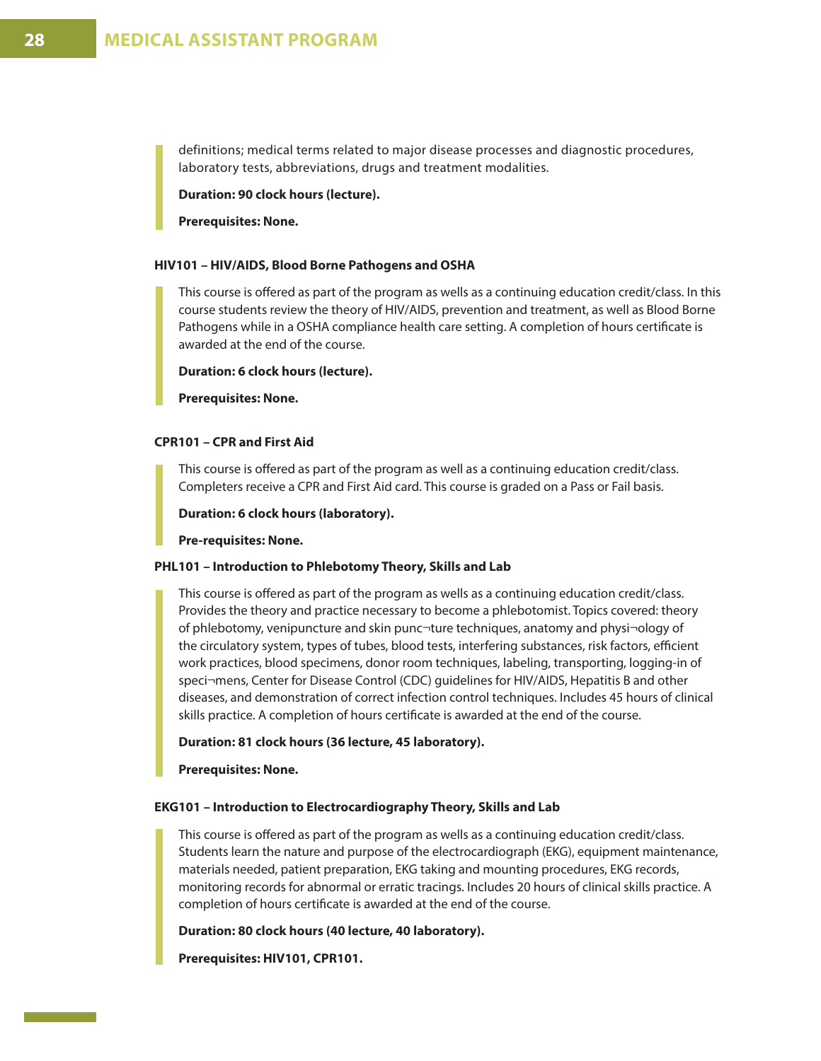definitions; medical terms related to major disease processes and diagnostic procedures, laboratory tests, abbreviations, drugs and treatment modalities.

**Duration: 90 clock hours (lecture).**

**Prerequisites: None.**

#### HIV101 – HIV/AIDS, Blood Borne Pathogens and OSHA

This course is offered as part of the program as wells as a continuing education credit/class. In this course students review the theory of HIV/AIDS, prevention and treatment, as well as Blood Borne Pathogens while in a OSHA compliance health care setting. A completion of hours certificate is awarded at the end of the course.

**Duration: 6 clock hours (lecture).**

**Prerequisites: None.**

#### CPR101 – CPR and First Aid

This course is offered as part of the program as well as a continuing education credit/class. Completers receive a CPR and First Aid card. This course is graded on a Pass or Fail basis.

**Duration: 6 clock hours (laboratory).**

**Pre-requisites: None.**

#### PHL101 – Introduction to Phlebotomy Theory, Skills and Lab

This course is offered as part of the program as wells as a continuing education credit/class. Provides the theory and practice necessary to become a phlebotomist. Topics covered: theory of phlebotomy, venipuncture and skin punc¬ture techniques, anatomy and physi¬ology of the circulatory system, types of tubes, blood tests, interfering substances, risk factors, efficient work practices, blood specimens, donor room techniques, labeling, transporting, logging-in of speci¬mens, Center for Disease Control (CDC) guidelines for HIV/AIDS, Hepatitis B and other diseases, and demonstration of correct infection control techniques. Includes 45 hours of clinical skills practice. A completion of hours certificate is awarded at the end of the course.

**Duration: 81 clock hours (36 lecture, 45 laboratory).**

**Prerequisites: None.**

#### EKG101 – Introduction to Electrocardiography Theory, Skills and Lab

This course is offered as part of the program as wells as a continuing education credit/class. Students learn the nature and purpose of the electrocardiograph (EKG), equipment maintenance, materials needed, patient preparation, EKG taking and mounting procedures, EKG records, monitoring records for abnormal or erratic tracings. Includes 20 hours of clinical skills practice. A completion of hours certificate is awarded at the end of the course.

**Duration: 80 clock hours (40 lecture, 40 laboratory).**

**Prerequisites: HIV101, CPR101.**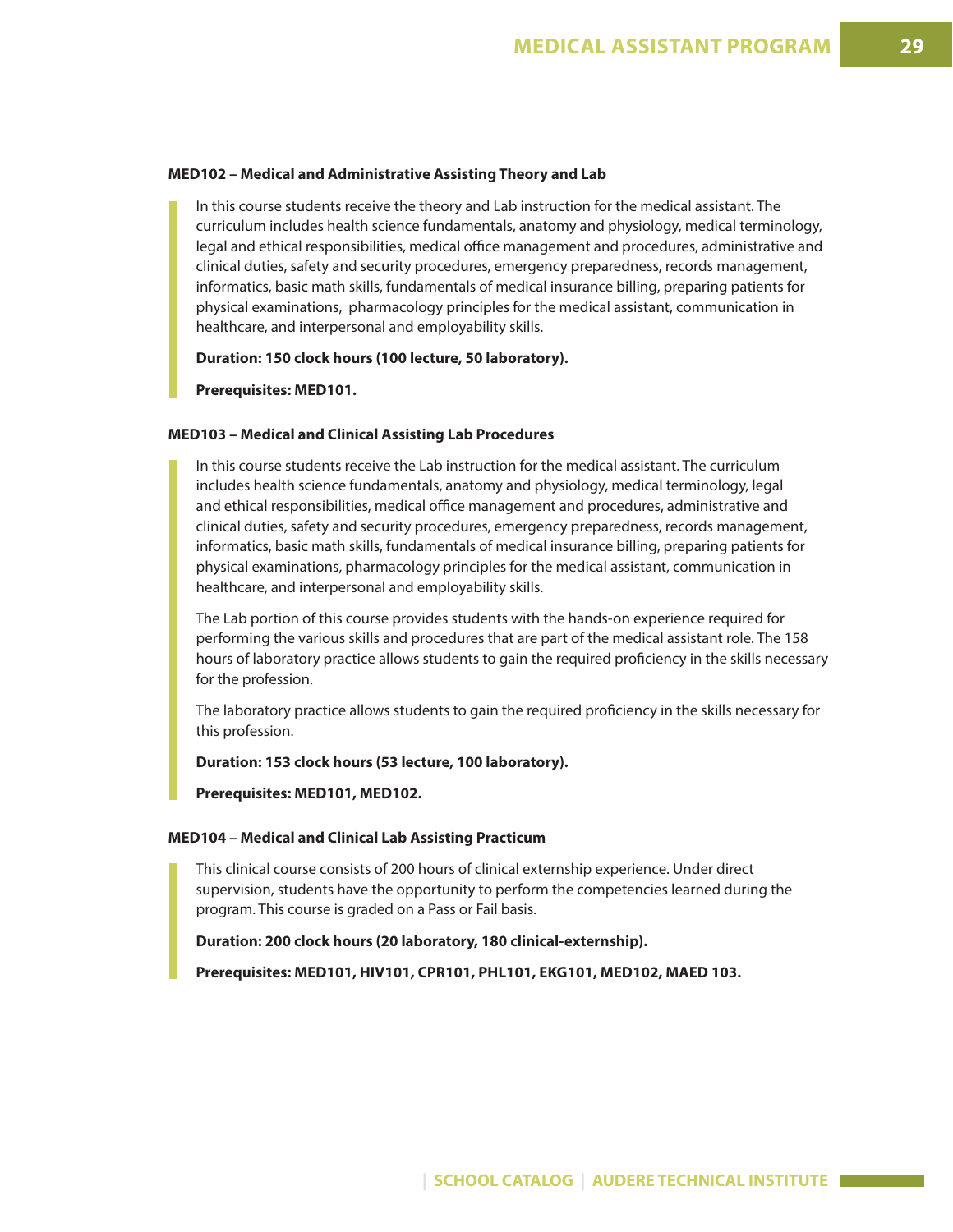**MED102 – Medical and Administrative Assisting Theory and Lab**

In this course students receive the theory and Lab instruction for the medical assistant. The curriculum includes health science fundamentals, anatomy and physiology, medical terminology, legal and ethical responsibilities, medical office management and procedures, administrative and clinical duties, safety and security procedures, emergency preparedness, records management, informatics, basic math skills, fundamentals of medical insurance billing, preparing patients for physical examinations, pharmacology principles for the medical assistant, communication in healthcare, and interpersonal and employability skills.

**Duration: 150 clock hours (100 lecture, 50 laboratory).**

**Prerequisites: MED101.**

**MED103 – Medical and Clinical Assisting Lab Procedures**

In this course students receive the Lab instruction for the medical assistant. The curriculum includes health science fundamentals, anatomy and physiology, medical terminology, legal and ethical responsibilities, medical office management and procedures, administrative and clinical duties, safety and security procedures, emergency preparedness, records management, informatics, basic math skills, fundamentals of medical insurance billing, preparing patients for physical examinations, pharmacology principles for the medical assistant, communication in healthcare, and interpersonal and employability skills.

The Lab portion of this course provides students with the hands-on experience required for performing the various skills and procedures that are part of the medical assistant role. The 158 hours of laboratory practice allows students to gain the required proficiency in the skills necessary for the profession.

The laboratory practice allows students to gain the required proficiency in the skills necessary for this profession.

**Duration: 153 clock hours (53 lecture, 100 laboratory).**

**Prerequisites: MED101, MED102.**

**MED104 – Medical and Clinical Lab Assisting Practicum**

This clinical course consists of 200 hours of clinical externship experience. Under direct supervision, students have the opportunity to perform the competencies learned during the program. This course is graded on a Pass or Fail basis.

**Duration: 200 clock hours (20 laboratory, 180 clinical-externship).**

**Prerequisites: MED101, HIV101, CPR101, PHL101, EKG101, MED102, MAED 103.**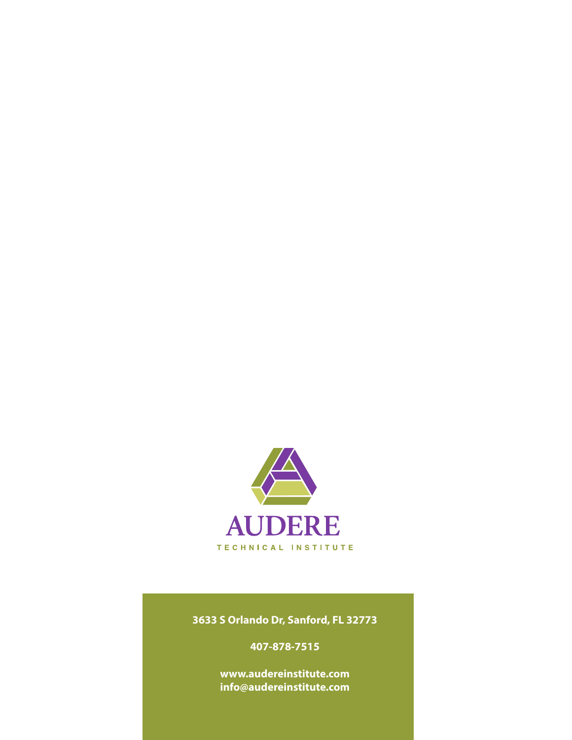AUDERE

TECHNICAL INSTITUTE

**3633 S Orlando Dr, Sanford, FL 32773**

**407-878-7515**

**www.audereinstitute.com**
**info@audereinstitute.com**